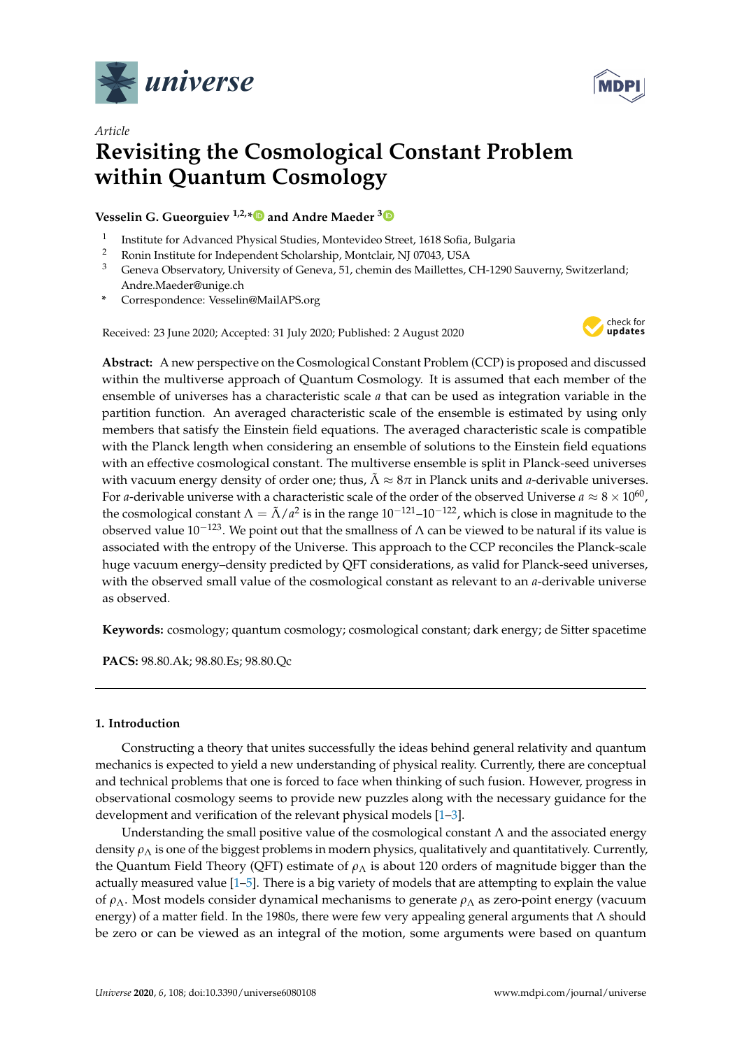*Article*

# Revisiting the Cosmological Constant Problem within Quantum Cosmology

**Vesselin G. Gueorguiev [1,2,*] and Andre Maeder [3]**

[1] Institute for Advanced Physical Studies, Montevideo Street, 1618 Sofia, Bulgaria
[2] Ronin Institute for Independent Scholarship, Montclair, NJ 07043, USA
[3] Geneva Observatory, University of Geneva, 51, chemin des Maillettes, CH-1290 Sauverny, Switzerland; Andre.Maeder@unige.ch
[*] Correspondence: Vesselin@MailAPS.org

Received: 23 June 2020; Accepted: 31 July 2020; Published: 2 August 2020

**Abstract:** A new perspective on the Cosmological Constant Problem (CCP) is proposed and discussed within the multiverse approach of Quantum Cosmology. It is assumed that each member of the ensemble of universes has a characteristic scale $a$ that can be used as integration variable in the partition function. An averaged characteristic scale of the ensemble is estimated by using only members that satisfy the Einstein field equations. The averaged characteristic scale is compatible with the Planck length when considering an ensemble of solutions to the Einstein field equations with an effective cosmological constant. The multiverse ensemble is split in Planck-seed universes with vacuum energy density of order one; thus, $\tilde{\Lambda} \approx 8\pi$ in Planck units and $a$-derivable universes. For $a$-derivable universe with a characteristic scale of the order of the observed Universe $a \approx 8 \times 10^{60}$, the cosmological constant $\Lambda = \tilde{\Lambda}/a^2$ is in the range $10^{-121}$–$10^{-122}$, which is close in magnitude to the observed value $10^{-123}$. We point out that the smallness of $\Lambda$ can be viewed to be natural if its value is associated with the entropy of the Universe. This approach to the CCP reconciles the Planck-scale huge vacuum energy–density predicted by QFT considerations, as valid for Planck-seed universes, with the observed small value of the cosmological constant as relevant to an $a$-derivable universe as observed.

**Keywords:** cosmology; quantum cosmology; cosmological constant; dark energy; de Sitter spacetime

**PACS:** 98.80.Ak; 98.80.Es; 98.80.Qc

## 1. Introduction

Constructing a theory that unites successfully the ideas behind general relativity and quantum mechanics is expected to yield a new understanding of physical reality. Currently, there are conceptual and technical problems that one is forced to face when thinking of such fusion. However, progress in observational cosmology seems to provide new puzzles along with the necessary guidance for the development and verification of the relevant physical models [1–3].

Understanding the small positive value of the cosmological constant $\Lambda$ and the associated energy density $\rho_\Lambda$ is one of the biggest problems in modern physics, qualitatively and quantitatively. Currently, the Quantum Field Theory (QFT) estimate of $\rho_\Lambda$ is about 120 orders of magnitude bigger than the actually measured value [1–5]. There is a big variety of models that are attempting to explain the value of $\rho_\Lambda$. Most models consider dynamical mechanisms to generate $\rho_\Lambda$ as zero-point energy (vacuum energy) of a matter field. In the 1980s, there were few very appealing general arguments that $\Lambda$ should be zero or can be viewed as an integral of the motion, some arguments were based on quantum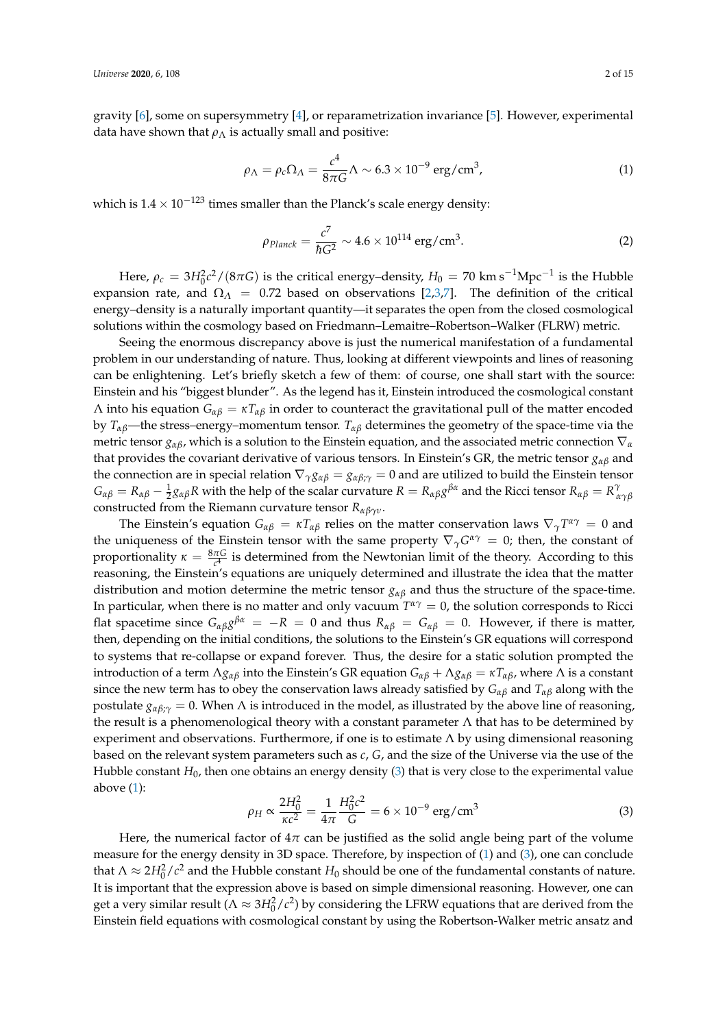gravity [6], some on supersymmetry [4], or reparametrization invariance [5]. However, experimental data have shown that $\rho_\Lambda$ is actually small and positive:

$$\rho_\Lambda = \rho_c \Omega_\Lambda = \frac{c^4}{8\pi G}\Lambda \sim 6.3 \times 10^{-9}\ \text{erg/cm}^3, \tag{1}$$

which is $1.4 \times 10^{-123}$ times smaller than the Planck's scale energy density:

$$\rho_{Planck} = \frac{c^7}{\hbar G^2} \sim 4.6 \times 10^{114}\ \text{erg/cm}^3. \tag{2}$$

Here, $\rho_c = 3H_0^2 c^2/(8\pi G)$ is the critical energy–density, $H_0 = 70\ \text{km}\,\text{s}^{-1}\text{Mpc}^{-1}$ is the Hubble expansion rate, and $\Omega_\Lambda = 0.72$ based on observations [2,3,7]. The definition of the critical energy–density is a naturally important quantity—it separates the open from the closed cosmological solutions within the cosmology based on Friedmann–Lemaitre–Robertson–Walker (FLRW) metric.

Seeing the enormous discrepancy above is just the numerical manifestation of a fundamental problem in our understanding of nature. Thus, looking at different viewpoints and lines of reasoning can be enlightening. Let's briefly sketch a few of them: of course, one shall start with the source: Einstein and his "biggest blunder". As the legend has it, Einstein introduced the cosmological constant $\Lambda$ into his equation $G_{\alpha\beta} = \kappa T_{\alpha\beta}$ in order to counteract the gravitational pull of the matter encoded by $T_{\alpha\beta}$—the stress–energy–momentum tensor. $T_{\alpha\beta}$ determines the geometry of the space-time via the metric tensor $g_{\alpha\beta}$, which is a solution to the Einstein equation, and the associated metric connection $\nabla_\alpha$ that provides the covariant derivative of various tensors. In Einstein's GR, the metric tensor $g_{\alpha\beta}$ and the connection are in special relation $\nabla_\gamma g_{\alpha\beta} = g_{\alpha\beta;\gamma} = 0$ and are utilized to build the Einstein tensor $G_{\alpha\beta} = R_{\alpha\beta} - \frac{1}{2} g_{\alpha\beta} R$ with the help of the scalar curvature $R = R_{\alpha\beta} g^{\beta\alpha}$ and the Ricci tensor $R_{\alpha\beta} = R^{\gamma}_{\ \alpha\gamma\beta}$ constructed from the Riemann curvature tensor $R_{\alpha\beta\gamma\nu}$.

The Einstein's equation $G_{\alpha\beta} = \kappa T_{\alpha\beta}$ relies on the matter conservation laws $\nabla_\gamma T^{\alpha\gamma} = 0$ and the uniqueness of the Einstein tensor with the same property $\nabla_\gamma G^{\alpha\gamma} = 0$; then, the constant of proportionality $\kappa = \frac{8\pi G}{c^4}$ is determined from the Newtonian limit of the theory. According to this reasoning, the Einstein's equations are uniquely determined and illustrate the idea that the matter distribution and motion determine the metric tensor $g_{\alpha\beta}$ and thus the structure of the space-time. In particular, when there is no matter and only vacuum $T^{\alpha\gamma} = 0$, the solution corresponds to Ricci flat spacetime since $G_{\alpha\beta} g^{\beta\alpha} = -R = 0$ and thus $R_{\alpha\beta} = G_{\alpha\beta} = 0$. However, if there is matter, then, depending on the initial conditions, the solutions to the Einstein's GR equations will correspond to systems that re-collapse or expand forever. Thus, the desire for a static solution prompted the introduction of a term $\Lambda g_{\alpha\beta}$ into the Einstein's GR equation $G_{\alpha\beta} + \Lambda g_{\alpha\beta} = \kappa T_{\alpha\beta}$, where $\Lambda$ is a constant since the new term has to obey the conservation laws already satisfied by $G_{\alpha\beta}$ and $T_{\alpha\beta}$ along with the postulate $g_{\alpha\beta;\gamma} = 0$. When $\Lambda$ is introduced in the model, as illustrated by the above line of reasoning, the result is a phenomenological theory with a constant parameter $\Lambda$ that has to be determined by experiment and observations. Furthermore, if one is to estimate $\Lambda$ by using dimensional reasoning based on the relevant system parameters such as $c$, $G$, and the size of the Universe via the use of the Hubble constant $H_0$, then one obtains an energy density (3) that is very close to the experimental value above (1):

$$\rho_H \propto \frac{2H_0^2}{\kappa c^2} = \frac{1}{4\pi}\frac{H_0^2 c^2}{G} = 6 \times 10^{-9}\ \text{erg/cm}^3 \tag{3}$$

Here, the numerical factor of $4\pi$ can be justified as the solid angle being part of the volume measure for the energy density in 3D space. Therefore, by inspection of (1) and (3), one can conclude that $\Lambda \approx 2H_0^2/c^2$ and the Hubble constant $H_0$ should be one of the fundamental constants of nature. It is important that the expression above is based on simple dimensional reasoning. However, one can get a very similar result ($\Lambda \approx 3H_0^2/c^2$) by considering the LFRW equations that are derived from the Einstein field equations with cosmological constant by using the Robertson-Walker metric ansatz and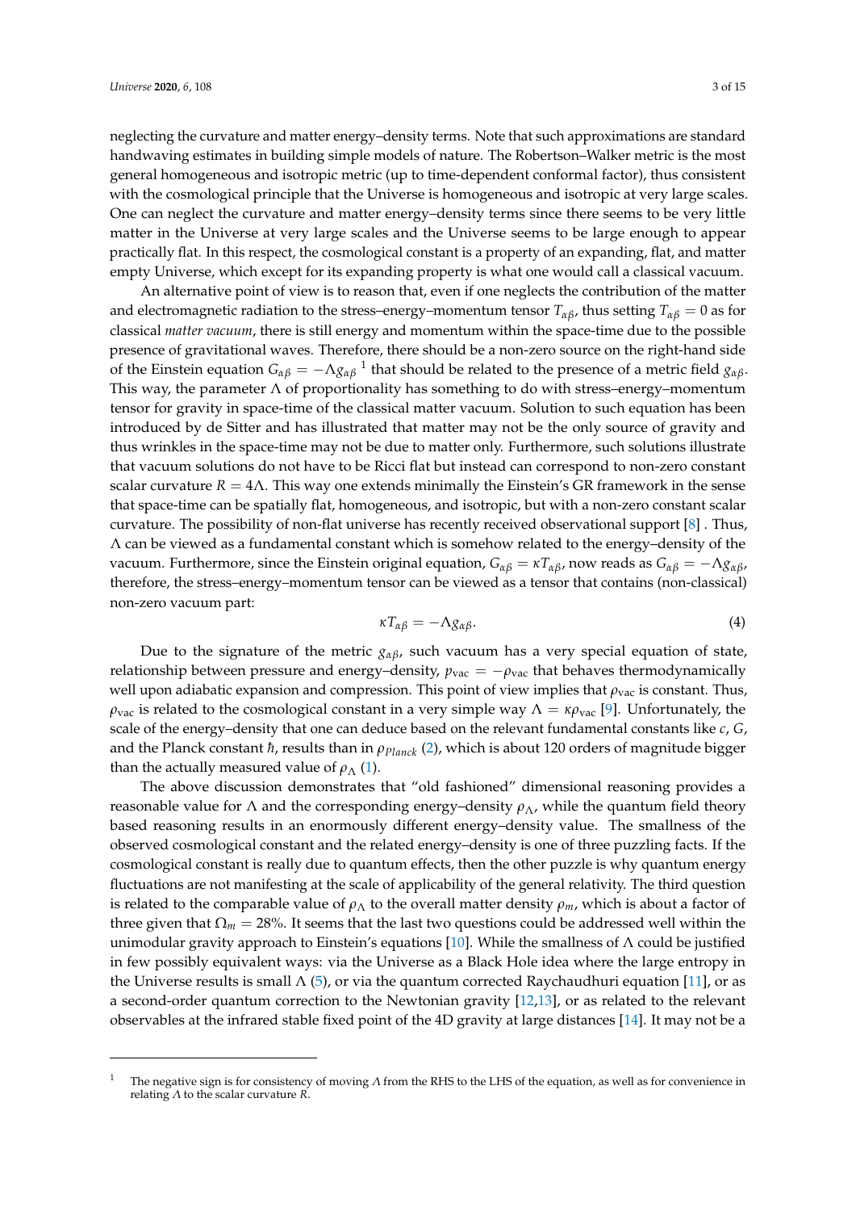neglecting the curvature and matter energy–density terms. Note that such approximations are standard handwaving estimates in building simple models of nature. The Robertson–Walker metric is the most general homogeneous and isotropic metric (up to time-dependent conformal factor), thus consistent with the cosmological principle that the Universe is homogeneous and isotropic at very large scales. One can neglect the curvature and matter energy–density terms since there seems to be very little matter in the Universe at very large scales and the Universe seems to be large enough to appear practically flat. In this respect, the cosmological constant is a property of an expanding, flat, and matter empty Universe, which except for its expanding property is what one would call a classical vacuum.

An alternative point of view is to reason that, even if one neglects the contribution of the matter and electromagnetic radiation to the stress–energy–momentum tensor $T_{\alpha\beta}$, thus setting $T_{\alpha\beta} = 0$ as for classical *matter vacuum*, there is still energy and momentum within the space-time due to the possible presence of gravitational waves. Therefore, there should be a non-zero source on the right-hand side of the Einstein equation $G_{\alpha\beta} = -\Lambda g_{\alpha\beta}$ [1] that should be related to the presence of a metric field $g_{\alpha\beta}$. This way, the parameter $\Lambda$ of proportionality has something to do with stress–energy–momentum tensor for gravity in space-time of the classical matter vacuum. Solution to such equation has been introduced by de Sitter and has illustrated that matter may not be the only source of gravity and thus wrinkles in the space-time may not be due to matter only. Furthermore, such solutions illustrate that vacuum solutions do not have to be Ricci flat but instead can correspond to non-zero constant scalar curvature $R = 4\Lambda$. This way one extends minimally the Einstein's GR framework in the sense that space-time can be spatially flat, homogeneous, and isotropic, but with a non-zero constant scalar curvature. The possibility of non-flat universe has recently received observational support [8] . Thus, $\Lambda$ can be viewed as a fundamental constant which is somehow related to the energy–density of the vacuum. Furthermore, since the Einstein original equation, $G_{\alpha\beta} = \kappa T_{\alpha\beta}$, now reads as $G_{\alpha\beta} = -\Lambda g_{\alpha\beta}$, therefore, the stress–energy–momentum tensor can be viewed as a tensor that contains (non-classical) non-zero vacuum part:

$$\kappa T_{\alpha\beta} = -\Lambda g_{\alpha\beta}. \tag{4}$$

Due to the signature of the metric $g_{\alpha\beta}$, such vacuum has a very special equation of state, relationship between pressure and energy–density, $p_{\text{vac}} = -\rho_{\text{vac}}$ that behaves thermodynamically well upon adiabatic expansion and compression. This point of view implies that $\rho_{\text{vac}}$ is constant. Thus, $\rho_{\text{vac}}$ is related to the cosmological constant in a very simple way $\Lambda = \kappa\rho_{\text{vac}}$ [9]. Unfortunately, the scale of the energy–density that one can deduce based on the relevant fundamental constants like $c$, $G$, and the Planck constant $\hbar$, results than in $\rho_{Planck}$ (2), which is about 120 orders of magnitude bigger than the actually measured value of $\rho_{\Lambda}$ (1).

The above discussion demonstrates that "old fashioned" dimensional reasoning provides a reasonable value for $\Lambda$ and the corresponding energy–density $\rho_{\Lambda}$, while the quantum field theory based reasoning results in an enormously different energy–density value. The smallness of the observed cosmological constant and the related energy–density is one of three puzzling facts. If the cosmological constant is really due to quantum effects, then the other puzzle is why quantum energy fluctuations are not manifesting at the scale of applicability of the general relativity. The third question is related to the comparable value of $\rho_{\Lambda}$ to the overall matter density $\rho_m$, which is about a factor of three given that $\Omega_m = 28\%$. It seems that the last two questions could be addressed well within the unimodular gravity approach to Einstein's equations [10]. While the smallness of $\Lambda$ could be justified in few possibly equivalent ways: via the Universe as a Black Hole idea where the large entropy in the Universe results is small $\Lambda$ (5), or via the quantum corrected Raychaudhuri equation [11], or as a second-order quantum correction to the Newtonian gravity [12,13], or as related to the relevant observables at the infrared stable fixed point of the 4D gravity at large distances [14]. It may not be a

---

[1] The negative sign is for consistency of moving $\Lambda$ from the RHS to the LHS of the equation, as well as for convenience in relating $\Lambda$ to the scalar curvature $R$.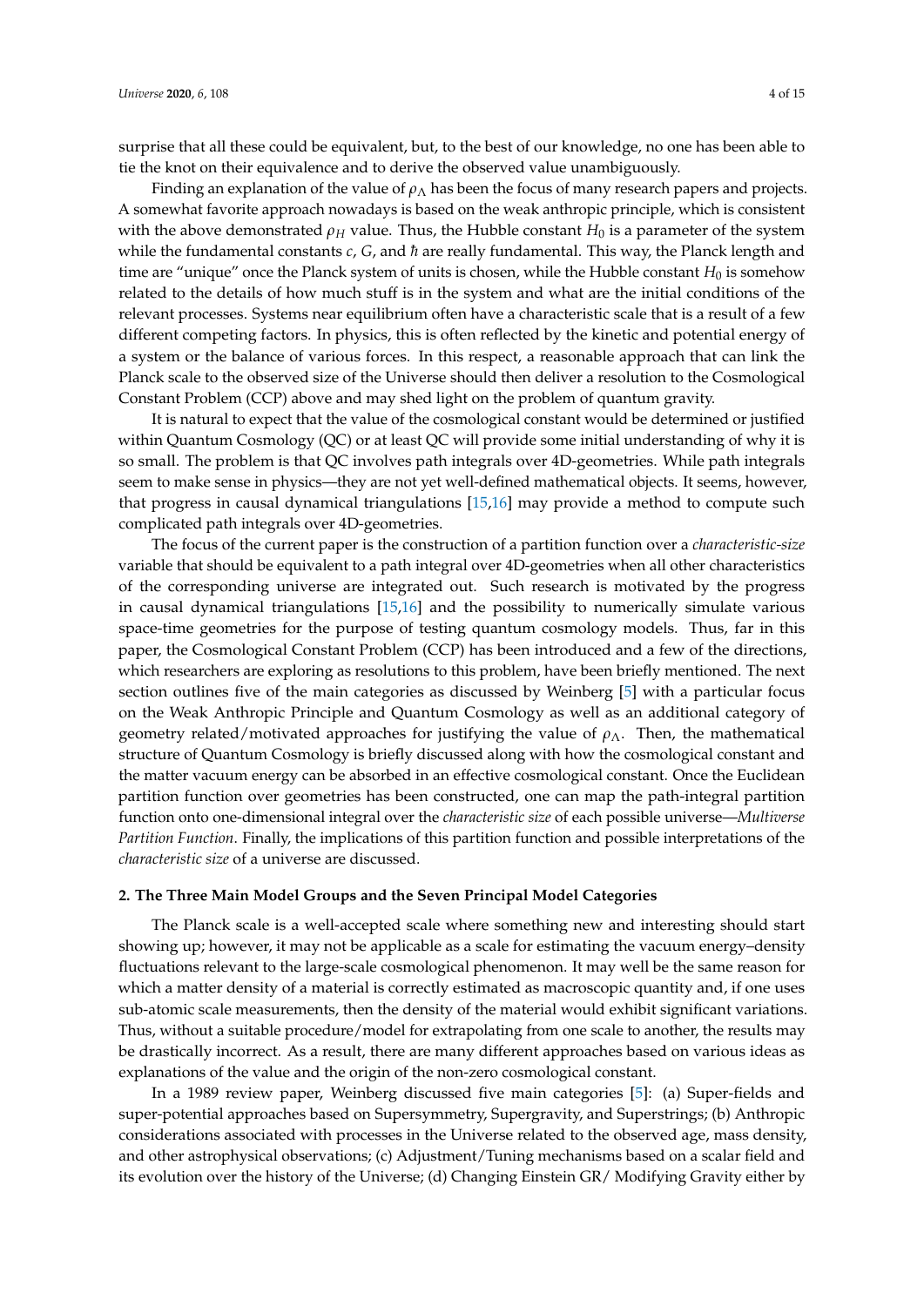surprise that all these could be equivalent, but, to the best of our knowledge, no one has been able to tie the knot on their equivalence and to derive the observed value unambiguously.

Finding an explanation of the value of $\rho_\Lambda$ has been the focus of many research papers and projects. A somewhat favorite approach nowadays is based on the weak anthropic principle, which is consistent with the above demonstrated $\rho_H$ value. Thus, the Hubble constant $H_0$ is a parameter of the system while the fundamental constants $c$, $G$, and $\hbar$ are really fundamental. This way, the Planck length and time are "unique" once the Planck system of units is chosen, while the Hubble constant $H_0$ is somehow related to the details of how much stuff is in the system and what are the initial conditions of the relevant processes. Systems near equilibrium often have a characteristic scale that is a result of a few different competing factors. In physics, this is often reflected by the kinetic and potential energy of a system or the balance of various forces. In this respect, a reasonable approach that can link the Planck scale to the observed size of the Universe should then deliver a resolution to the Cosmological Constant Problem (CCP) above and may shed light on the problem of quantum gravity.

It is natural to expect that the value of the cosmological constant would be determined or justified within Quantum Cosmology (QC) or at least QC will provide some initial understanding of why it is so small. The problem is that QC involves path integrals over 4D-geometries. While path integrals seem to make sense in physics—they are not yet well-defined mathematical objects. It seems, however, that progress in causal dynamical triangulations [15,16] may provide a method to compute such complicated path integrals over 4D-geometries.

The focus of the current paper is the construction of a partition function over a *characteristic-size* variable that should be equivalent to a path integral over 4D-geometries when all other characteristics of the corresponding universe are integrated out. Such research is motivated by the progress in causal dynamical triangulations [15,16] and the possibility to numerically simulate various space-time geometries for the purpose of testing quantum cosmology models. Thus, far in this paper, the Cosmological Constant Problem (CCP) has been introduced and a few of the directions, which researchers are exploring as resolutions to this problem, have been briefly mentioned. The next section outlines five of the main categories as discussed by Weinberg [5] with a particular focus on the Weak Anthropic Principle and Quantum Cosmology as well as an additional category of geometry related/motivated approaches for justifying the value of $\rho_\Lambda$. Then, the mathematical structure of Quantum Cosmology is briefly discussed along with how the cosmological constant and the matter vacuum energy can be absorbed in an effective cosmological constant. Once the Euclidean partition function over geometries has been constructed, one can map the path-integral partition function onto one-dimensional integral over the *characteristic size* of each possible universe—*Multiverse Partition Function*. Finally, the implications of this partition function and possible interpretations of the *characteristic size* of a universe are discussed.

## 2. The Three Main Model Groups and the Seven Principal Model Categories

The Planck scale is a well-accepted scale where something new and interesting should start showing up; however, it may not be applicable as a scale for estimating the vacuum energy–density fluctuations relevant to the large-scale cosmological phenomenon. It may well be the same reason for which a matter density of a material is correctly estimated as macroscopic quantity and, if one uses sub-atomic scale measurements, then the density of the material would exhibit significant variations. Thus, without a suitable procedure/model for extrapolating from one scale to another, the results may be drastically incorrect. As a result, there are many different approaches based on various ideas as explanations of the value and the origin of the non-zero cosmological constant.

In a 1989 review paper, Weinberg discussed five main categories [5]: (a) Super-fields and super-potential approaches based on Supersymmetry, Supergravity, and Superstrings; (b) Anthropic considerations associated with processes in the Universe related to the observed age, mass density, and other astrophysical observations; (c) Adjustment/Tuning mechanisms based on a scalar field and its evolution over the history of the Universe; (d) Changing Einstein GR/ Modifying Gravity either by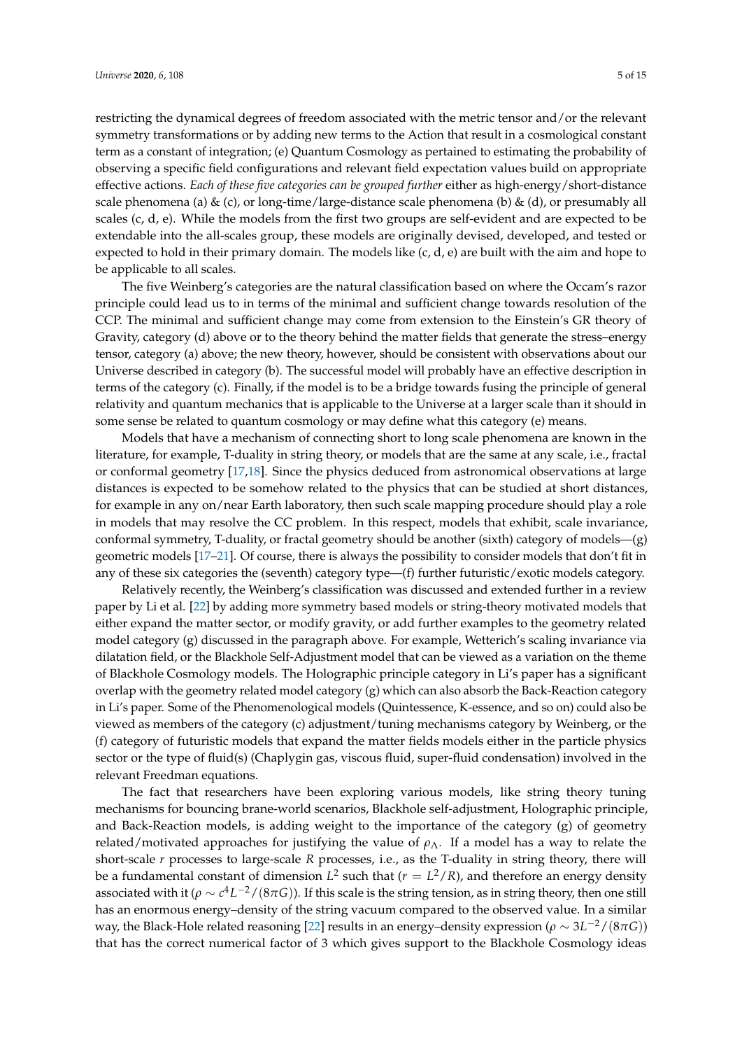restricting the dynamical degrees of freedom associated with the metric tensor and/or the relevant symmetry transformations or by adding new terms to the Action that result in a cosmological constant term as a constant of integration; (e) Quantum Cosmology as pertained to estimating the probability of observing a specific field configurations and relevant field expectation values build on appropriate effective actions. *Each of these five categories can be grouped further* either as high-energy/short-distance scale phenomena (a) & (c), or long-time/large-distance scale phenomena (b) & (d), or presumably all scales (c, d, e). While the models from the first two groups are self-evident and are expected to be extendable into the all-scales group, these models are originally devised, developed, and tested or expected to hold in their primary domain. The models like (c, d, e) are built with the aim and hope to be applicable to all scales.

The five Weinberg's categories are the natural classification based on where the Occam's razor principle could lead us to in terms of the minimal and sufficient change towards resolution of the CCP. The minimal and sufficient change may come from extension to the Einstein's GR theory of Gravity, category (d) above or to the theory behind the matter fields that generate the stress–energy tensor, category (a) above; the new theory, however, should be consistent with observations about our Universe described in category (b). The successful model will probably have an effective description in terms of the category (c). Finally, if the model is to be a bridge towards fusing the principle of general relativity and quantum mechanics that is applicable to the Universe at a larger scale than it should in some sense be related to quantum cosmology or may define what this category (e) means.

Models that have a mechanism of connecting short to long scale phenomena are known in the literature, for example, T-duality in string theory, or models that are the same at any scale, i.e., fractal or conformal geometry [17,18]. Since the physics deduced from astronomical observations at large distances is expected to be somehow related to the physics that can be studied at short distances, for example in any on/near Earth laboratory, then such scale mapping procedure should play a role in models that may resolve the CC problem. In this respect, models that exhibit, scale invariance, conformal symmetry, T-duality, or fractal geometry should be another (sixth) category of models—(g) geometric models [17–21]. Of course, there is always the possibility to consider models that don't fit in any of these six categories the (seventh) category type—(f) further futuristic/exotic models category.

Relatively recently, the Weinberg's classification was discussed and extended further in a review paper by Li et al. [22] by adding more symmetry based models or string-theory motivated models that either expand the matter sector, or modify gravity, or add further examples to the geometry related model category (g) discussed in the paragraph above. For example, Wetterich's scaling invariance via dilatation field, or the Blackhole Self-Adjustment model that can be viewed as a variation on the theme of Blackhole Cosmology models. The Holographic principle category in Li's paper has a significant overlap with the geometry related model category (g) which can also absorb the Back-Reaction category in Li's paper. Some of the Phenomenological models (Quintessence, K-essence, and so on) could also be viewed as members of the category (c) adjustment/tuning mechanisms category by Weinberg, or the (f) category of futuristic models that expand the matter fields models either in the particle physics sector or the type of fluid(s) (Chaplygin gas, viscous fluid, super-fluid condensation) involved in the relevant Freedman equations.

The fact that researchers have been exploring various models, like string theory tuning mechanisms for bouncing brane-world scenarios, Blackhole self-adjustment, Holographic principle, and Back-Reaction models, is adding weight to the importance of the category (g) of geometry related/motivated approaches for justifying the value of $\rho_\Lambda$. If a model has a way to relate the short-scale $r$ processes to large-scale $R$ processes, i.e., as the T-duality in string theory, there will be a fundamental constant of dimension $L^2$ such that ($r = L^2/R$), and therefore an energy density associated with it ($\rho \sim c^4 L^{-2}/(8\pi G)$). If this scale is the string tension, as in string theory, then one still has an enormous energy–density of the string vacuum compared to the observed value. In a similar way, the Black-Hole related reasoning [22] results in an energy–density expression ($\rho \sim 3L^{-2}/(8\pi G)$) that has the correct numerical factor of 3 which gives support to the Blackhole Cosmology ideas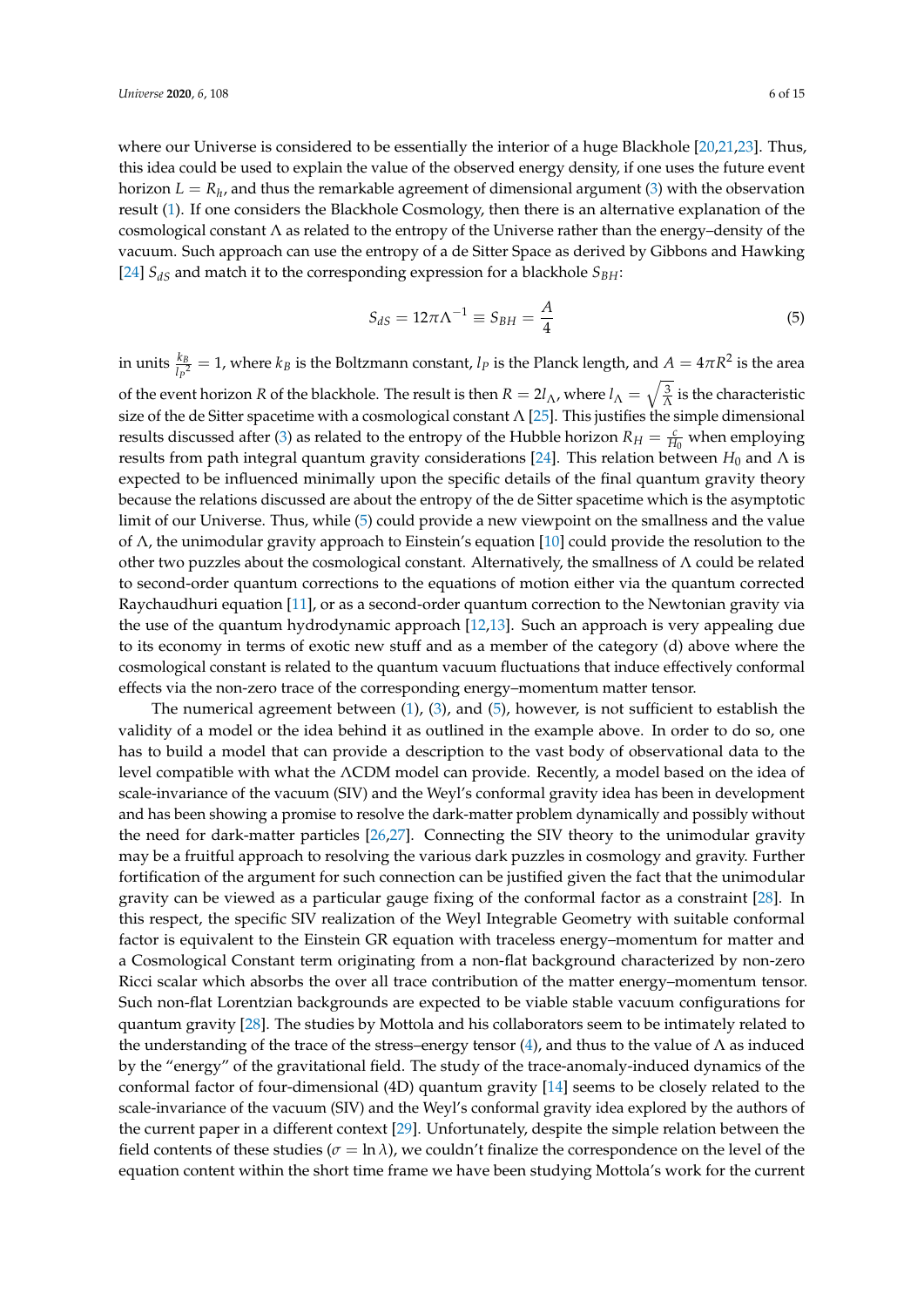where our Universe is considered to be essentially the interior of a huge Blackhole [20,21,23]. Thus, this idea could be used to explain the value of the observed energy density, if one uses the future event horizon $L = R_h$, and thus the remarkable agreement of dimensional argument (3) with the observation result (1). If one considers the Blackhole Cosmology, then there is an alternative explanation of the cosmological constant $\Lambda$ as related to the entropy of the Universe rather than the energy–density of the vacuum. Such approach can use the entropy of a de Sitter Space as derived by Gibbons and Hawking [24] $S_{dS}$ and match it to the corresponding expression for a blackhole $S_{BH}$:

$$S_{dS} = 12\pi\Lambda^{-1} \equiv S_{BH} = \frac{A}{4} \tag{5}$$

in units $\frac{k_B}{l_P{}^2} = 1$, where $k_B$ is the Boltzmann constant, $l_P$ is the Planck length, and $A = 4\pi R^2$ is the area of the event horizon $R$ of the blackhole. The result is then $R = 2l_\Lambda$, where $l_\Lambda = \sqrt{\frac{3}{\Lambda}}$ is the characteristic size of the de Sitter spacetime with a cosmological constant $\Lambda$ [25]. This justifies the simple dimensional results discussed after (3) as related to the entropy of the Hubble horizon $R_H = \frac{c}{H_0}$ when employing results from path integral quantum gravity considerations [24]. This relation between $H_0$ and $\Lambda$ is expected to be influenced minimally upon the specific details of the final quantum gravity theory because the relations discussed are about the entropy of the de Sitter spacetime which is the asymptotic limit of our Universe. Thus, while (5) could provide a new viewpoint on the smallness and the value of $\Lambda$, the unimodular gravity approach to Einstein's equation [10] could provide the resolution to the other two puzzles about the cosmological constant. Alternatively, the smallness of $\Lambda$ could be related to second-order quantum corrections to the equations of motion either via the quantum corrected Raychaudhuri equation [11], or as a second-order quantum correction to the Newtonian gravity via the use of the quantum hydrodynamic approach [12,13]. Such an approach is very appealing due to its economy in terms of exotic new stuff and as a member of the category (d) above where the cosmological constant is related to the quantum vacuum fluctuations that induce effectively conformal effects via the non-zero trace of the corresponding energy–momentum matter tensor.

The numerical agreement between (1), (3), and (5), however, is not sufficient to establish the validity of a model or the idea behind it as outlined in the example above. In order to do so, one has to build a model that can provide a description to the vast body of observational data to the level compatible with what the $\Lambda$CDM model can provide. Recently, a model based on the idea of scale-invariance of the vacuum (SIV) and the Weyl's conformal gravity idea has been in development and has been showing a promise to resolve the dark-matter problem dynamically and possibly without the need for dark-matter particles [26,27]. Connecting the SIV theory to the unimodular gravity may be a fruitful approach to resolving the various dark puzzles in cosmology and gravity. Further fortification of the argument for such connection can be justified given the fact that the unimodular gravity can be viewed as a particular gauge fixing of the conformal factor as a constraint [28]. In this respect, the specific SIV realization of the Weyl Integrable Geometry with suitable conformal factor is equivalent to the Einstein GR equation with traceless energy–momentum for matter and a Cosmological Constant term originating from a non-flat background characterized by non-zero Ricci scalar which absorbs the over all trace contribution of the matter energy–momentum tensor. Such non-flat Lorentzian backgrounds are expected to be viable stable vacuum configurations for quantum gravity [28]. The studies by Mottola and his collaborators seem to be intimately related to the understanding of the trace of the stress–energy tensor (4), and thus to the value of $\Lambda$ as induced by the "energy" of the gravitational field. The study of the trace-anomaly-induced dynamics of the conformal factor of four-dimensional (4D) quantum gravity [14] seems to be closely related to the scale-invariance of the vacuum (SIV) and the Weyl's conformal gravity idea explored by the authors of the current paper in a different context [29]. Unfortunately, despite the simple relation between the field contents of these studies ($\sigma = \ln\lambda$), we couldn't finalize the correspondence on the level of the equation content within the short time frame we have been studying Mottola's work for the current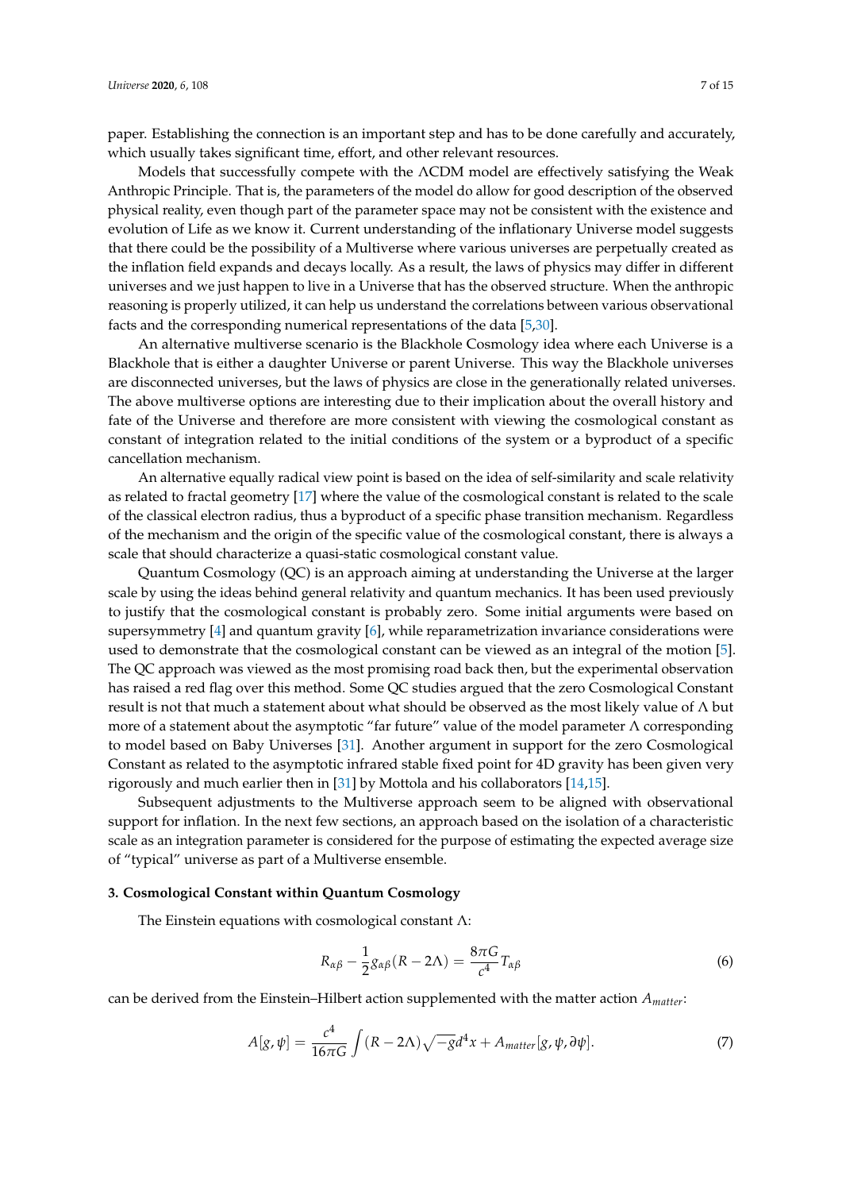paper. Establishing the connection is an important step and has to be done carefully and accurately, which usually takes significant time, effort, and other relevant resources.

Models that successfully compete with the ΛCDM model are effectively satisfying the Weak Anthropic Principle. That is, the parameters of the model do allow for good description of the observed physical reality, even though part of the parameter space may not be consistent with the existence and evolution of Life as we know it. Current understanding of the inflationary Universe model suggests that there could be the possibility of a Multiverse where various universes are perpetually created as the inflation field expands and decays locally. As a result, the laws of physics may differ in different universes and we just happen to live in a Universe that has the observed structure. When the anthropic reasoning is properly utilized, it can help us understand the correlations between various observational facts and the corresponding numerical representations of the data [5,30].

An alternative multiverse scenario is the Blackhole Cosmology idea where each Universe is a Blackhole that is either a daughter Universe or parent Universe. This way the Blackhole universes are disconnected universes, but the laws of physics are close in the generationally related universes. The above multiverse options are interesting due to their implication about the overall history and fate of the Universe and therefore are more consistent with viewing the cosmological constant as constant of integration related to the initial conditions of the system or a byproduct of a specific cancellation mechanism.

An alternative equally radical view point is based on the idea of self-similarity and scale relativity as related to fractal geometry [17] where the value of the cosmological constant is related to the scale of the classical electron radius, thus a byproduct of a specific phase transition mechanism. Regardless of the mechanism and the origin of the specific value of the cosmological constant, there is always a scale that should characterize a quasi-static cosmological constant value.

Quantum Cosmology (QC) is an approach aiming at understanding the Universe at the larger scale by using the ideas behind general relativity and quantum mechanics. It has been used previously to justify that the cosmological constant is probably zero. Some initial arguments were based on supersymmetry [4] and quantum gravity [6], while reparametrization invariance considerations were used to demonstrate that the cosmological constant can be viewed as an integral of the motion [5]. The QC approach was viewed as the most promising road back then, but the experimental observation has raised a red flag over this method. Some QC studies argued that the zero Cosmological Constant result is not that much a statement about what should be observed as the most likely value of Λ but more of a statement about the asymptotic "far future" value of the model parameter Λ corresponding to model based on Baby Universes [31]. Another argument in support for the zero Cosmological Constant as related to the asymptotic infrared stable fixed point for 4D gravity has been given very rigorously and much earlier then in [31] by Mottola and his collaborators [14,15].

Subsequent adjustments to the Multiverse approach seem to be aligned with observational support for inflation. In the next few sections, an approach based on the isolation of a characteristic scale as an integration parameter is considered for the purpose of estimating the expected average size of "typical" universe as part of a Multiverse ensemble.

## 3. Cosmological Constant within Quantum Cosmology

The Einstein equations with cosmological constant Λ:

$$R_{\alpha\beta} - \frac{1}{2}g_{\alpha\beta}(R - 2\Lambda) = \frac{8\pi G}{c^4}T_{\alpha\beta} \tag{6}$$

can be derived from the Einstein–Hilbert action supplemented with the matter action $A_{matter}$:

$$A[g,\psi] = \frac{c^4}{16\pi G}\int (R - 2\Lambda)\sqrt{-g}d^4x + A_{matter}[g,\psi,\partial\psi]. \tag{7}$$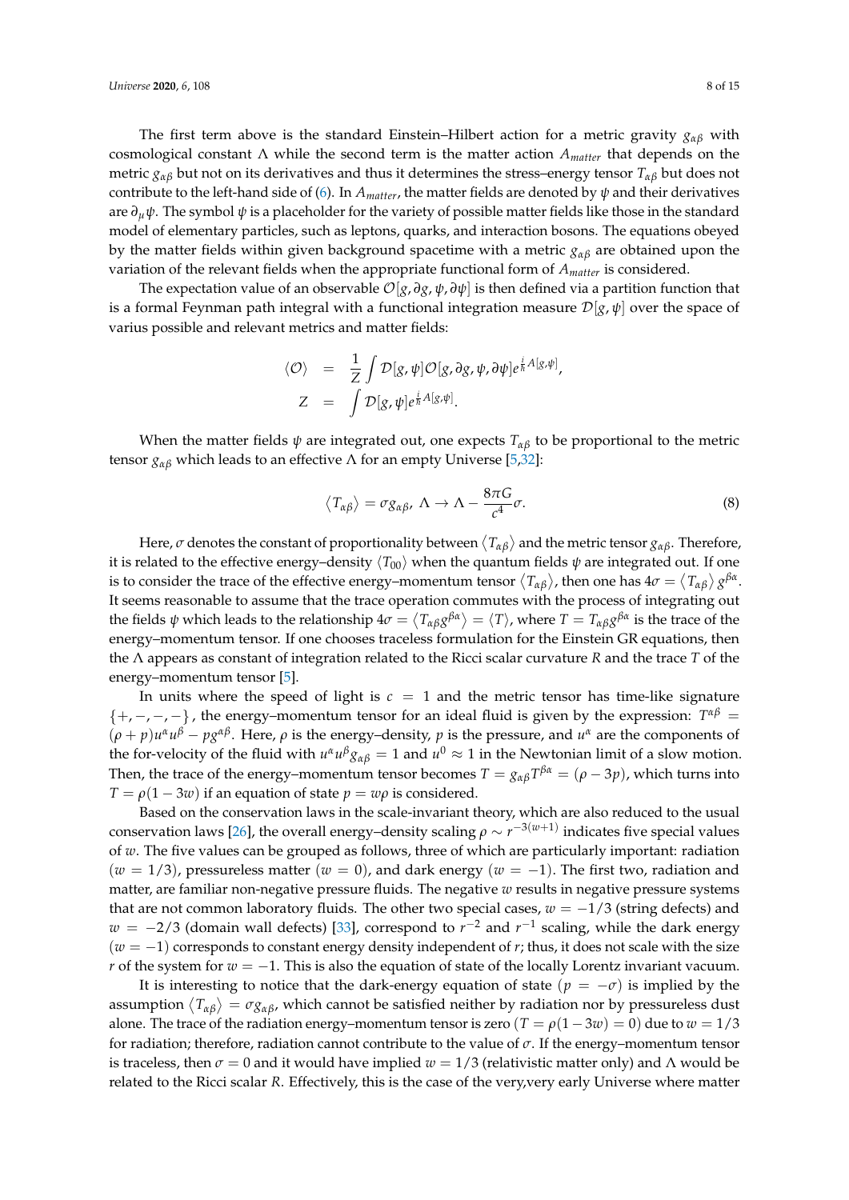The first term above is the standard Einstein–Hilbert action for a metric gravity $g_{\alpha\beta}$ with cosmological constant $\Lambda$ while the second term is the matter action $A_{matter}$ that depends on the metric $g_{\alpha\beta}$ but not on its derivatives and thus it determines the stress–energy tensor $T_{\alpha\beta}$ but does not contribute to the left-hand side of (6). In $A_{matter}$, the matter fields are denoted by $\psi$ and their derivatives are $\partial_\mu \psi$. The symbol $\psi$ is a placeholder for the variety of possible matter fields like those in the standard model of elementary particles, such as leptons, quarks, and interaction bosons. The equations obeyed by the matter fields within given background spacetime with a metric $g_{\alpha\beta}$ are obtained upon the variation of the relevant fields when the appropriate functional form of $A_{matter}$ is considered.

The expectation value of an observable $\mathcal{O}[g, \partial g, \psi, \partial\psi]$ is then defined via a partition function that is a formal Feynman path integral with a functional integration measure $\mathcal{D}[g, \psi]$ over the space of varius possible and relevant metrics and matter fields:

$$
\begin{aligned}
\langle \mathcal{O} \rangle &= \frac{1}{Z} \int \mathcal{D}[g, \psi] \mathcal{O}[g, \partial g, \psi, \partial\psi] e^{\frac{i}{\hbar} A[g,\psi]}, \\
Z &= \int \mathcal{D}[g, \psi] e^{\frac{i}{\hbar} A[g,\psi]}.
\end{aligned}
$$

When the matter fields $\psi$ are integrated out, one expects $T_{\alpha\beta}$ to be proportional to the metric tensor $g_{\alpha\beta}$ which leads to an effective $\Lambda$ for an empty Universe [5,32]:

$$
\langle T_{\alpha\beta} \rangle = \sigma g_{\alpha\beta}, \; \Lambda \to \Lambda - \frac{8\pi G}{c^4} \sigma. \tag{8}
$$

Here, $\sigma$ denotes the constant of proportionality between $\langle T_{\alpha\beta} \rangle$ and the metric tensor $g_{\alpha\beta}$. Therefore, it is related to the effective energy–density $\langle T_{00} \rangle$ when the quantum fields $\psi$ are integrated out. If one is to consider the trace of the effective energy–momentum tensor $\langle T_{\alpha\beta} \rangle$, then one has $4\sigma = \langle T_{\alpha\beta} \rangle g^{\beta\alpha}$. It seems reasonable to assume that the trace operation commutes with the process of integrating out the fields $\psi$ which leads to the relationship $4\sigma = \langle T_{\alpha\beta} g^{\beta\alpha} \rangle = \langle T \rangle$, where $T = T_{\alpha\beta} g^{\beta\alpha}$ is the trace of the energy–momentum tensor. If one chooses traceless formulation for the Einstein GR equations, then the $\Lambda$ appears as constant of integration related to the Ricci scalar curvature $R$ and the trace $T$ of the energy–momentum tensor [5].

In units where the speed of light is $c = 1$ and the metric tensor has time-like signature $\{+, -, -, -\}$, the energy–momentum tensor for an ideal fluid is given by the expression: $T^{\alpha\beta} = (\rho + p) u^\alpha u^\beta - p g^{\alpha\beta}$. Here, $\rho$ is the energy–density, $p$ is the pressure, and $u^\alpha$ are the components of the for-velocity of the fluid with $u^\alpha u^\beta g_{\alpha\beta} = 1$ and $u^0 \approx 1$ in the Newtonian limit of a slow motion. Then, the trace of the energy–momentum tensor becomes $T = g_{\alpha\beta} T^{\beta\alpha} = (\rho - 3p)$, which turns into $T = \rho(1 - 3w)$ if an equation of state $p = w\rho$ is considered.

Based on the conservation laws in the scale-invariant theory, which are also reduced to the usual conservation laws [26], the overall energy–density scaling $\rho \sim r^{-3(w+1)}$ indicates five special values of $w$. The five values can be grouped as follows, three of which are particularly important: radiation ($w = 1/3$), pressureless matter ($w = 0$), and dark energy ($w = -1$). The first two, radiation and matter, are familiar non-negative pressure fluids. The negative $w$ results in negative pressure systems that are not common laboratory fluids. The other two special cases, $w = -1/3$ (string defects) and $w = -2/3$ (domain wall defects) [33], correspond to $r^{-2}$ and $r^{-1}$ scaling, while the dark energy ($w = -1$) corresponds to constant energy density independent of $r$; thus, it does not scale with the size $r$ of the system for $w = -1$. This is also the equation of state of the locally Lorentz invariant vacuum.

It is interesting to notice that the dark-energy equation of state ($p = -\sigma$) is implied by the assumption $\langle T_{\alpha\beta} \rangle = \sigma g_{\alpha\beta}$, which cannot be satisfied neither by radiation nor by pressureless dust alone. The trace of the radiation energy–momentum tensor is zero ($T = \rho(1 - 3w) = 0$) due to $w = 1/3$ for radiation; therefore, radiation cannot contribute to the value of $\sigma$. If the energy–momentum tensor is traceless, then $\sigma = 0$ and it would have implied $w = 1/3$ (relativistic matter only) and $\Lambda$ would be related to the Ricci scalar $R$. Effectively, this is the case of the very,very early Universe where matter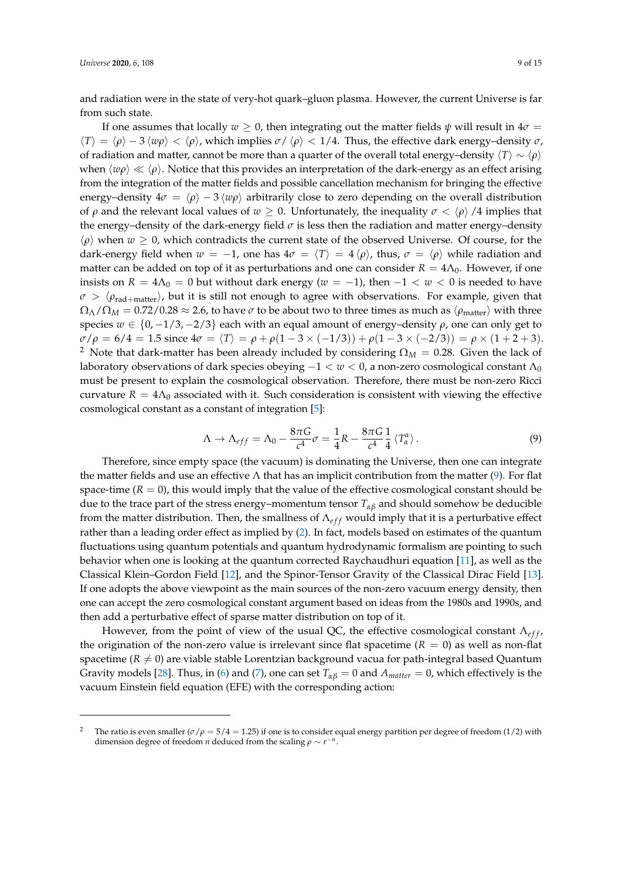and radiation were in the state of very-hot quark–gluon plasma. However, the current Universe is far from such state.

If one assumes that locally $w \geq 0$, then integrating out the matter fields $\psi$ will result in $4\sigma = \langle T \rangle = \langle \rho \rangle - 3 \langle w\rho \rangle < \langle \rho \rangle$, which implies $\sigma / \langle \rho \rangle < 1/4$. Thus, the effective dark energy–density $\sigma$, of radiation and matter, cannot be more than a quarter of the overall total energy–density $\langle T \rangle \sim \langle \rho \rangle$ when $\langle w\rho \rangle \ll \langle \rho \rangle$. Notice that this provides an interpretation of the dark-energy as an effect arising from the integration of the matter fields and possible cancellation mechanism for bringing the effective energy–density $4\sigma = \langle \rho \rangle - 3 \langle w\rho \rangle$ arbitrarily close to zero depending on the overall distribution of $\rho$ and the relevant local values of $w \geq 0$. Unfortunately, the inequality $\sigma < \langle \rho \rangle /4$ implies that the energy–density of the dark-energy field $\sigma$ is less then the radiation and matter energy–density $\langle \rho \rangle$ when $w \geq 0$, which contradicts the current state of the observed Universe. Of course, for the dark-energy field when $w = -1$, one has $4\sigma = \langle T \rangle = 4 \langle \rho \rangle$, thus, $\sigma = \langle \rho \rangle$ while radiation and matter can be added on top of it as perturbations and one can consider $R = 4\Lambda_0$. However, if one insists on $R = 4\Lambda_0 = 0$ but without dark energy ($w = -1$), then $-1 < w < 0$ is needed to have $\sigma > \langle \rho_{\text{rad+matter}} \rangle$, but it is still not enough to agree with observations. For example, given that $\Omega_\Lambda / \Omega_M = 0.72/0.28 \approx 2.6$, to have $\sigma$ to be about two to three times as much as $\langle \rho_{\text{matter}} \rangle$ with three species $w \in \{0, -1/3, -2/3\}$ each with an equal amount of energy–density $\rho$, one can only get to $\sigma/\rho = 6/4 = 1.5$ since $4\sigma = \langle T \rangle = \rho + \rho(1 - 3 \times (-1/3)) + \rho(1 - 3 \times (-2/3)) = \rho \times (1 + 2 + 3)$. [2] Note that dark-matter has been already included by considering $\Omega_M = 0.28$. Given the lack of laboratory observations of dark species obeying $-1 < w < 0$, a non-zero cosmological constant $\Lambda_0$ must be present to explain the cosmological observation. Therefore, there must be non-zero Ricci curvature $R = 4\Lambda_0$ associated with it. Such consideration is consistent with viewing the effective cosmological constant as a constant of integration [5]:

$$\Lambda \to \Lambda_{eff} = \Lambda_0 - \frac{8\pi G}{c^4}\sigma = \frac{1}{4}R - \frac{8\pi G}{c^4}\frac{1}{4}\left\langle T^\alpha_\alpha \right\rangle. \tag{9}$$

Therefore, since empty space (the vacuum) is dominating the Universe, then one can integrate the matter fields and use an effective $\Lambda$ that has an implicit contribution from the matter (9). For flat space-time ($R = 0$), this would imply that the value of the effective cosmological constant should be due to the trace part of the stress energy–momentum tensor $T_{\alpha\beta}$ and should somehow be deducible from the matter distribution. Then, the smallness of $\Lambda_{eff}$ would imply that it is a perturbative effect rather than a leading order effect as implied by (2). In fact, models based on estimates of the quantum fluctuations using quantum potentials and quantum hydrodynamic formalism are pointing to such behavior when one is looking at the quantum corrected Raychaudhuri equation [11], as well as the Classical Klein–Gordon Field [12], and the Spinor-Tensor Gravity of the Classical Dirac Field [13]. If one adopts the above viewpoint as the main sources of the non-zero vacuum energy density, then one can accept the zero cosmological constant argument based on ideas from the 1980s and 1990s, and then add a perturbative effect of sparse matter distribution on top of it.

However, from the point of view of the usual QC, the effective cosmological constant $\Lambda_{eff}$, the origination of the non-zero value is irrelevant since flat spacetime ($R = 0$) as well as non-flat spacetime ($R \neq 0$) are viable stable Lorentzian background vacua for path-integral based Quantum Gravity models [28]. Thus, in (6) and (7), one can set $T_{\alpha\beta} = 0$ and $A_{matter} = 0$, which effectively is the vacuum Einstein field equation (EFE) with the corresponding action:

---

[2] The ratio is even smaller ($\sigma/\rho = 5/4 = 1.25$) if one is to consider equal energy partition per degree of freedom (1/2) with dimension degree of freedom $n$ deduced from the scaling $\rho \sim r^{-n}$.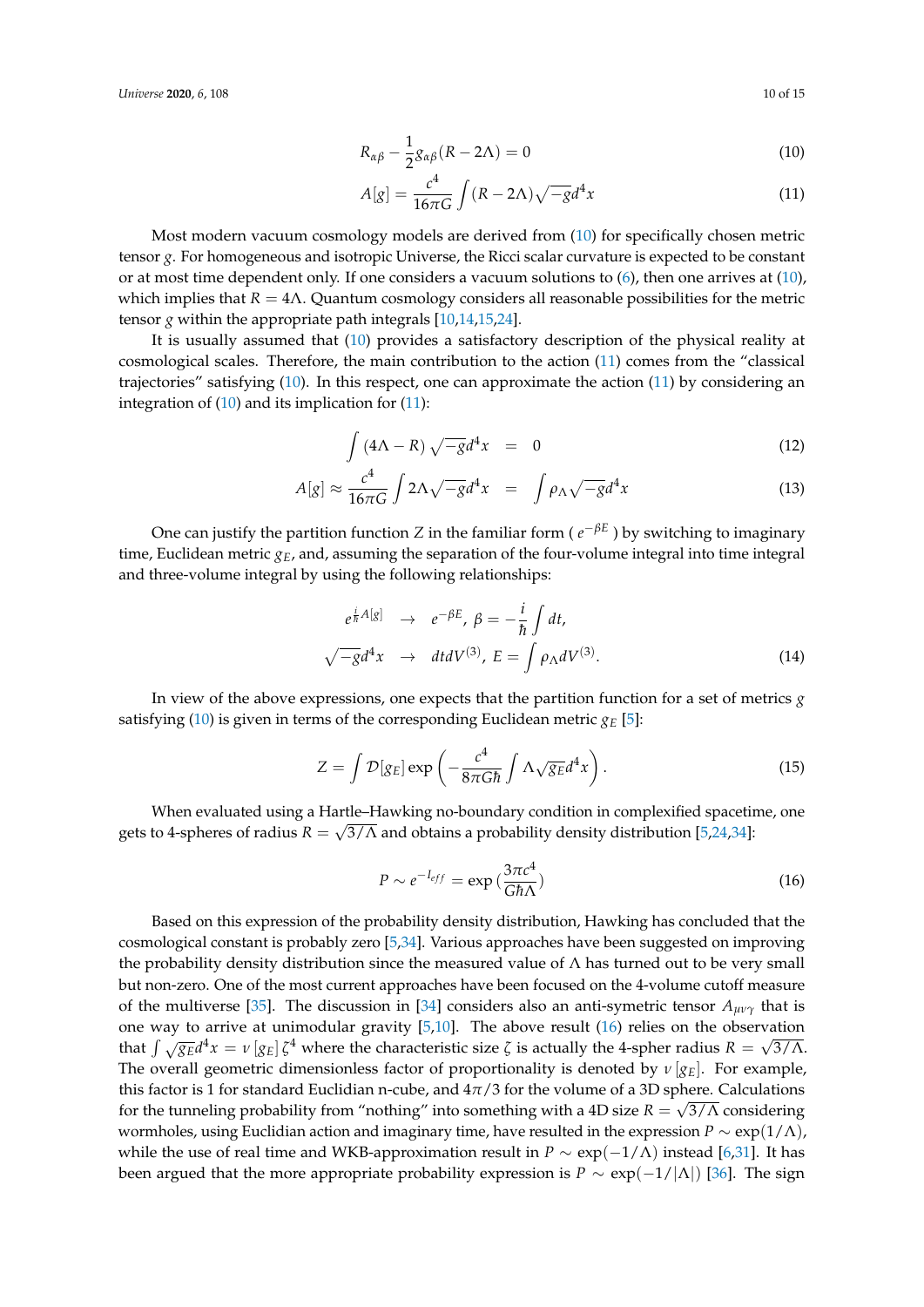$$R_{\alpha\beta} - \frac{1}{2} g_{\alpha\beta}(R - 2\Lambda) = 0 \tag{10}$$

$$A[g] = \frac{c^4}{16\pi G} \int (R - 2\Lambda)\sqrt{-g}d^4x \tag{11}$$

Most modern vacuum cosmology models are derived from (10) for specifically chosen metric tensor $g$. For homogeneous and isotropic Universe, the Ricci scalar curvature is expected to be constant or at most time dependent only. If one considers a vacuum solutions to (6), then one arrives at (10), which implies that $R = 4\Lambda$. Quantum cosmology considers all reasonable possibilities for the metric tensor $g$ within the appropriate path integrals [10,14,15,24].

It is usually assumed that (10) provides a satisfactory description of the physical reality at cosmological scales. Therefore, the main contribution to the action (11) comes from the "classical trajectories" satisfying (10). In this respect, one can approximate the action (11) by considering an integration of (10) and its implication for (11):

$$\int (4\Lambda - R)\sqrt{-g}d^4x = 0 \tag{12}$$

$$A[g] \approx \frac{c^4}{16\pi G} \int 2\Lambda\sqrt{-g}d^4x = \int \rho_\Lambda \sqrt{-g}d^4x \tag{13}$$

One can justify the partition function $Z$ in the familiar form ( $e^{-\beta E}$ ) by switching to imaginary time, Euclidean metric $g_E$, and, assuming the separation of the four-volume integral into time integral and three-volume integral by using the following relationships:

$$\begin{aligned} e^{\frac{i}{\hbar}A[g]} &\rightarrow e^{-\beta E},\ \beta = -\frac{i}{\hbar}\int dt, \\ \sqrt{-g}d^4x &\rightarrow dtdV^{(3)},\ E = \int \rho_\Lambda dV^{(3)}. \end{aligned} \tag{14}$$

In view of the above expressions, one expects that the partition function for a set of metrics $g$ satisfying (10) is given in terms of the corresponding Euclidean metric $g_E$ [5]:

$$Z = \int \mathcal{D}[g_E] \exp\left(-\frac{c^4}{8\pi G\hbar}\int \Lambda\sqrt{g_E}d^4x\right). \tag{15}$$

When evaluated using a Hartle–Hawking no-boundary condition in complexified spacetime, one gets to 4-spheres of radius $R = \sqrt{3/\Lambda}$ and obtains a probability density distribution [5,24,34]:

$$P \sim e^{-I_{eff}} = \exp\left(\frac{3\pi c^4}{G\hbar\Lambda}\right) \tag{16}$$

Based on this expression of the probability density distribution, Hawking has concluded that the cosmological constant is probably zero [5,34]. Various approaches have been suggested on improving the probability density distribution since the measured value of $\Lambda$ has turned out to be very small but non-zero. One of the most current approaches have been focused on the 4-volume cutoff measure of the multiverse [35]. The discussion in [34] considers also an anti-symetric tensor $A_{\mu\nu\gamma}$ that is one way to arrive at unimodular gravity [5,10]. The above result (16) relies on the observation that $\int \sqrt{g_E}d^4x = \nu\,[g_E]\,\zeta^4$ where the characteristic size $\zeta$ is actually the 4-spher radius $R = \sqrt{3/\Lambda}$. The overall geometric dimensionless factor of proportionality is denoted by $\nu\,[g_E]$. For example, this factor is 1 for standard Euclidian n-cube, and $4\pi/3$ for the volume of a 3D sphere. Calculations for the tunneling probability from "nothing" into something with a 4D size $R = \sqrt{3/\Lambda}$ considering wormholes, using Euclidian action and imaginary time, have resulted in the expression $P \sim \exp(1/\Lambda)$, while the use of real time and WKB-approximation result in $P \sim \exp(-1/\Lambda)$ instead [6,31]. It has been argued that the more appropriate probability expression is $P \sim \exp(-1/|\Lambda|)$ [36]. The sign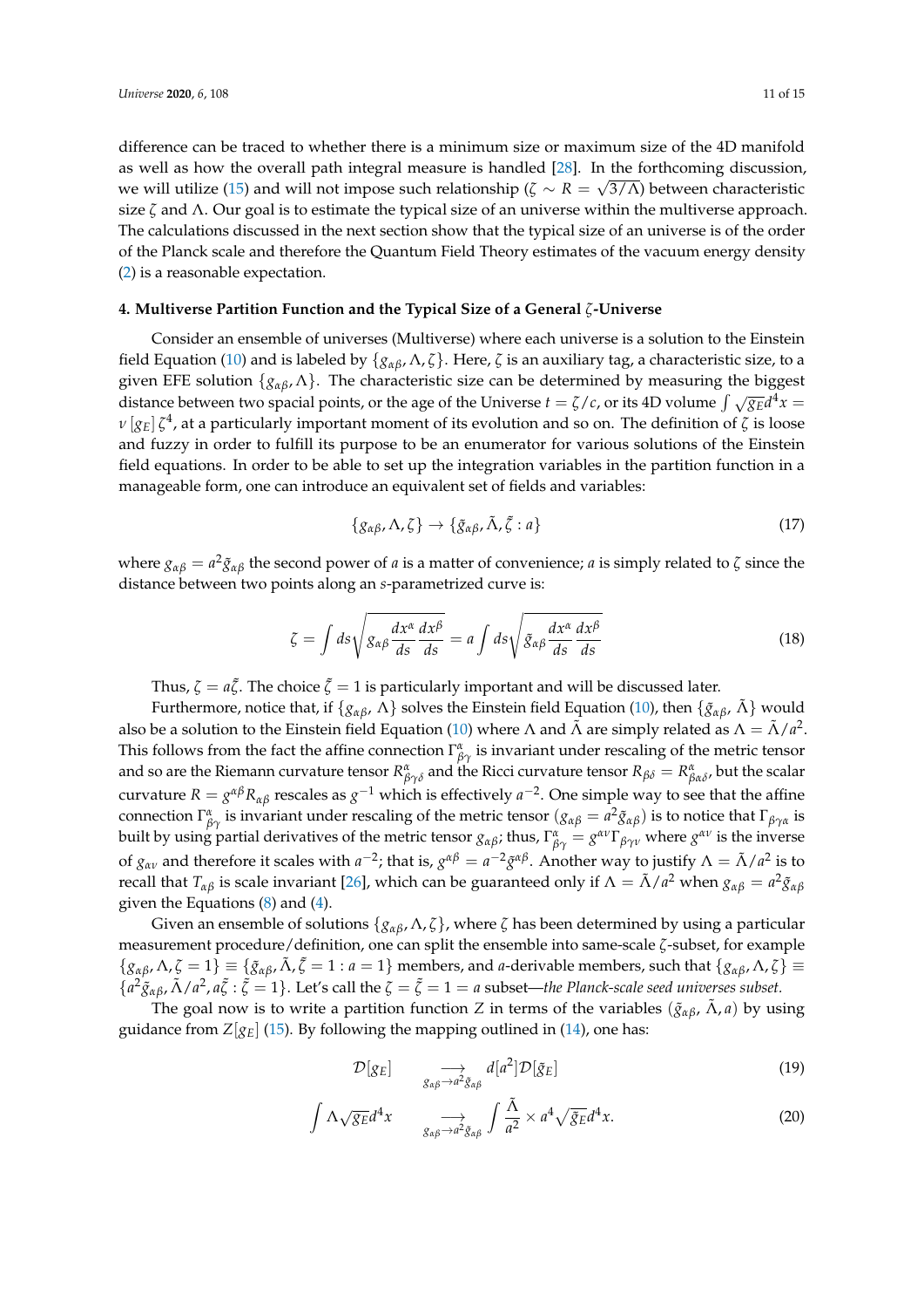difference can be traced to whether there is a minimum size or maximum size of the 4D manifold as well as how the overall path integral measure is handled [28]. In the forthcoming discussion, we will utilize (15) and will not impose such relationship ($\zeta \sim R = \sqrt{3/\Lambda}$) between characteristic size $\zeta$ and $\Lambda$. Our goal is to estimate the typical size of an universe within the multiverse approach. The calculations discussed in the next section show that the typical size of an universe is of the order of the Planck scale and therefore the Quantum Field Theory estimates of the vacuum energy density (2) is a reasonable expectation.

#### 4. Multiverse Partition Function and the Typical Size of a General $\zeta$-Universe

Consider an ensemble of universes (Multiverse) where each universe is a solution to the Einstein field Equation (10) and is labeled by $\{g_{\alpha\beta}, \Lambda, \zeta\}$. Here, $\zeta$ is an auxiliary tag, a characteristic size, to a given EFE solution $\{g_{\alpha\beta}, \Lambda\}$. The characteristic size can be determined by measuring the biggest distance between two spacial points, or the age of the Universe $t = \zeta/c$, or its 4D volume $\int \sqrt{g_E} d^4x = \nu\,[g_E]\,\zeta^4$, at a particularly important moment of its evolution and so on. The definition of $\zeta$ is loose and fuzzy in order to fulfill its purpose to be an enumerator for various solutions of the Einstein field equations. In order to be able to set up the integration variables in the partition function in a manageable form, one can introduce an equivalent set of fields and variables:

$$\{g_{\alpha\beta}, \Lambda, \zeta\} \to \{\tilde{g}_{\alpha\beta}, \tilde{\Lambda}, \tilde{\zeta} : a\} \tag{17}$$

where $g_{\alpha\beta} = a^2 \tilde{g}_{\alpha\beta}$ the second power of $a$ is a matter of convenience; $a$ is simply related to $\zeta$ since the distance between two points along an $s$-parametrized curve is:

$$\zeta = \int ds \sqrt{g_{\alpha\beta} \frac{dx^\alpha}{ds} \frac{dx^\beta}{ds}} = a \int ds \sqrt{\tilde{g}_{\alpha\beta} \frac{dx^\alpha}{ds} \frac{dx^\beta}{ds}} \tag{18}$$

Thus, $\zeta = a\tilde{\zeta}$. The choice $\tilde{\zeta} = 1$ is particularly important and will be discussed later.

Furthermore, notice that, if $\{g_{\alpha\beta}, \Lambda\}$ solves the Einstein field Equation (10), then $\{\tilde{g}_{\alpha\beta}, \tilde{\Lambda}\}$ would also be a solution to the Einstein field Equation (10) where $\Lambda$ and $\tilde{\Lambda}$ are simply related as $\Lambda = \tilde{\Lambda}/a^2$. This follows from the fact the affine connection $\Gamma^\alpha_{\beta\gamma}$ is invariant under rescaling of the metric tensor and so are the Riemann curvature tensor $R^\alpha_{\beta\gamma\delta}$ and the Ricci curvature tensor $R_{\beta\delta} = R^\alpha_{\beta\alpha\delta}$, but the scalar curvature $R = g^{\alpha\beta} R_{\alpha\beta}$ rescales as $g^{-1}$ which is effectively $a^{-2}$. One simple way to see that the affine connection $\Gamma^\alpha_{\beta\gamma}$ is invariant under rescaling of the metric tensor ($g_{\alpha\beta} = a^2 \tilde{g}_{\alpha\beta}$) is to notice that $\Gamma_{\beta\gamma\alpha}$ is built by using partial derivatives of the metric tensor $g_{\alpha\beta}$; thus, $\Gamma^\alpha_{\beta\gamma} = g^{\alpha\nu}\Gamma_{\beta\gamma\nu}$ where $g^{\alpha\nu}$ is the inverse of $g_{\alpha\nu}$ and therefore it scales with $a^{-2}$; that is, $g^{\alpha\beta} = a^{-2}\tilde{g}^{\alpha\beta}$. Another way to justify $\Lambda = \tilde{\Lambda}/a^2$ is to recall that $T_{\alpha\beta}$ is scale invariant [26], which can be guaranteed only if $\Lambda = \tilde{\Lambda}/a^2$ when $g_{\alpha\beta} = a^2 \tilde{g}_{\alpha\beta}$ given the Equations (8) and (4).

Given an ensemble of solutions $\{g_{\alpha\beta}, \Lambda, \zeta\}$, where $\zeta$ has been determined by using a particular measurement procedure/definition, one can split the ensemble into same-scale $\zeta$-subset, for example $\{g_{\alpha\beta}, \Lambda, \zeta = 1\} \equiv \{\tilde{g}_{\alpha\beta}, \tilde{\Lambda}, \tilde{\zeta} = 1 : a = 1\}$ members, and $a$-derivable members, such that $\{g_{\alpha\beta}, \Lambda, \zeta\} \equiv \{a^2\tilde{g}_{\alpha\beta}, \tilde{\Lambda}/a^2, a\tilde{\zeta} : \tilde{\zeta} = 1\}$. Let's call the $\zeta = \tilde{\zeta} = 1 = a$ subset—*the Planck-scale seed universes subset.*

The goal now is to write a partition function $Z$ in terms of the variables $(\tilde{g}_{\alpha\beta}, \tilde{\Lambda}, a)$ by using guidance from $Z[g_E]$ (15). By following the mapping outlined in (14), one has:

$$\mathcal{D}[g_E] \quad \underset{g_{\alpha\beta} \to a^2 \tilde{g}_{\alpha\beta}}{\longrightarrow} \quad d[a^2]\mathcal{D}[\tilde{g}_E] \tag{19}$$

$$\int \Lambda \sqrt{g_E} d^4x \quad \underset{g_{\alpha\beta} \to a^2 \tilde{g}_{\alpha\beta}}{\longrightarrow} \quad \int \frac{\tilde{\Lambda}}{a^2} \times a^4 \sqrt{\tilde{g}_E} d^4x. \tag{20}$$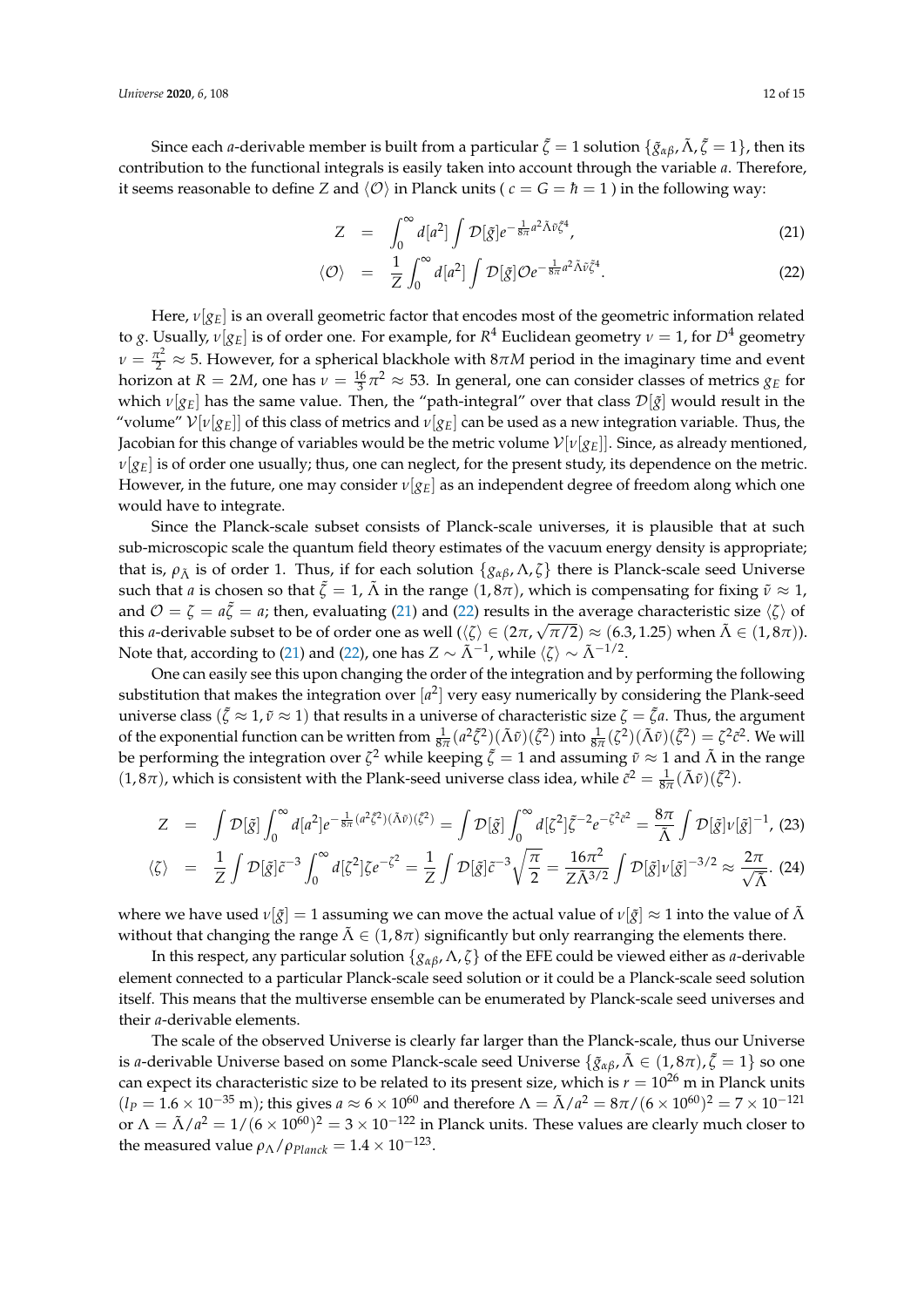Since each $a$-derivable member is built from a particular $\tilde{\zeta} = 1$ solution $\{\tilde{g}_{\alpha\beta}, \tilde{\Lambda}, \tilde{\zeta} = 1\}$, then its contribution to the functional integrals is easily taken into account through the variable $a$. Therefore, it seems reasonable to define $Z$ and $\langle \mathcal{O} \rangle$ in Planck units ( $c = G = \hbar = 1$ ) in the following way:

$$Z = \int_0^\infty d[a^2] \int \mathcal{D}[\tilde{g}] e^{-\frac{1}{8\pi} a^2 \tilde{\Lambda} \tilde{\nu} \tilde{\zeta}^4}, \tag{21}$$

$$\langle \mathcal{O} \rangle = \frac{1}{Z} \int_0^\infty d[a^2] \int \mathcal{D}[\tilde{g}] \mathcal{O} e^{-\frac{1}{8\pi} a^2 \tilde{\Lambda} \tilde{\nu} \tilde{\zeta}^4}. \tag{22}$$

Here, $\nu[g_E]$ is an overall geometric factor that encodes most of the geometric information related to $g$. Usually, $\nu[g_E]$ is of order one. For example, for $R^4$ Euclidean geometry $\nu = 1$, for $D^4$ geometry $\nu = \frac{\pi^2}{2} \approx 5$. However, for a spherical blackhole with $8\pi M$ period in the imaginary time and event horizon at $R = 2M$, one has $\nu = \frac{16}{3}\pi^2 \approx 53$. In general, one can consider classes of metrics $g_E$ for which $\nu[g_E]$ has the same value. Then, the "path-integral" over that class $\mathcal{D}[\tilde{g}]$ would result in the "volume" $\mathcal{V}[\nu[g_E]]$ of this class of metrics and $\nu[g_E]$ can be used as a new integration variable. Thus, the Jacobian for this change of variables would be the metric volume $\mathcal{V}[\nu[g_E]]$. Since, as already mentioned, $\nu[g_E]$ is of order one usually; thus, one can neglect, for the present study, its dependence on the metric. However, in the future, one may consider $\nu[g_E]$ as an independent degree of freedom along which one would have to integrate.

Since the Planck-scale subset consists of Planck-scale universes, it is plausible that at such sub-microscopic scale the quantum field theory estimates of the vacuum energy density is appropriate; that is, $\rho_{\tilde{\Lambda}}$ is of order 1. Thus, if for each solution $\{g_{\alpha\beta}, \Lambda, \zeta\}$ there is Planck-scale seed Universe such that $a$ is chosen so that $\tilde{\zeta} = 1$, $\tilde{\Lambda}$ in the range $(1, 8\pi)$, which is compensating for fixing $\tilde{\nu} \approx 1$, and $\mathcal{O} = \zeta = a\tilde{\zeta} = a$; then, evaluating (21) and (22) results in the average characteristic size $\langle \zeta \rangle$ of this $a$-derivable subset to be of order one as well ($\langle \zeta \rangle \in (2\pi, \sqrt{\pi/2}) \approx (6.3, 1.25)$ when $\tilde{\Lambda} \in (1, 8\pi)$). Note that, according to (21) and (22), one has $Z \sim \tilde{\Lambda}^{-1}$, while $\langle \zeta \rangle \sim \tilde{\Lambda}^{-1/2}$.

One can easily see this upon changing the order of the integration and by performing the following substitution that makes the integration over $[a^2]$ very easy numerically by considering the Plank-seed universe class ($\tilde{\zeta} \approx 1, \tilde{\nu} \approx 1$) that results in a universe of characteristic size $\zeta = \tilde{\zeta} a$. Thus, the argument of the exponential function can be written from $\frac{1}{8\pi}(a^2 \tilde{\zeta}^2)(\tilde{\Lambda}\tilde{\nu})(\tilde{\zeta}^2)$ into $\frac{1}{8\pi}(\zeta^2)(\tilde{\Lambda}\tilde{\nu})(\tilde{\zeta}^2) = \zeta^2 \tilde{c}^2$. We will be performing the integration over $\zeta^2$ while keeping $\tilde{\zeta} = 1$ and assuming $\tilde{\nu} \approx 1$ and $\tilde{\Lambda}$ in the range $(1, 8\pi)$, which is consistent with the Plank-seed universe class idea, while $\tilde{c}^2 = \frac{1}{8\pi}(\tilde{\Lambda}\tilde{\nu})(\tilde{\zeta}^2)$.

$$Z = \int \mathcal{D}[\tilde{g}] \int_0^\infty d[a^2] e^{-\frac{1}{8\pi}(a^2 \tilde{\zeta}^2)(\tilde{\Lambda}\tilde{\nu})(\tilde{\zeta}^2)} = \int \mathcal{D}[\tilde{g}] \int_0^\infty d[\zeta^2] \tilde{\zeta}^{-2} e^{-\zeta^2 \tilde{c}^2} = \frac{8\pi}{\tilde{\Lambda}} \int \mathcal{D}[\tilde{g}] \nu[\tilde{g}]^{-1}, \tag{23}$$

$$\langle \zeta \rangle = \frac{1}{Z} \int \mathcal{D}[\tilde{g}] \tilde{c}^{-3} \int_0^\infty d[\zeta^2] \zeta e^{-\zeta^2} = \frac{1}{Z} \int \mathcal{D}[\tilde{g}] \tilde{c}^{-3} \sqrt{\frac{\pi}{2}} = \frac{16\pi^2}{Z \tilde{\Lambda}^{3/2}} \int \mathcal{D}[\tilde{g}] \nu[\tilde{g}]^{-3/2} \approx \frac{2\pi}{\sqrt{\tilde{\Lambda}}}. \tag{24}$$

where we have used $\nu[\tilde{g}] = 1$ assuming we can move the actual value of $\nu[\tilde{g}] \approx 1$ into the value of $\tilde{\Lambda}$ without that changing the range $\tilde{\Lambda} \in (1, 8\pi)$ significantly but only rearranging the elements there.

In this respect, any particular solution $\{g_{\alpha\beta}, \Lambda, \zeta\}$ of the EFE could be viewed either as $a$-derivable element connected to a particular Planck-scale seed solution or it could be a Planck-scale seed solution itself. This means that the multiverse ensemble can be enumerated by Planck-scale seed universes and their $a$-derivable elements.

The scale of the observed Universe is clearly far larger than the Planck-scale, thus our Universe is $a$-derivable Universe based on some Planck-scale seed Universe $\{\tilde{g}_{\alpha\beta}, \tilde{\Lambda} \in (1, 8\pi), \tilde{\zeta} = 1\}$ so one can expect its characteristic size to be related to its present size, which is $r = 10^{26}$ m in Planck units ($l_P = 1.6 \times 10^{-35}$ m); this gives $a \approx 6 \times 10^{60}$ and therefore $\Lambda = \tilde{\Lambda}/a^2 = 8\pi/(6 \times 10^{60})^2 = 7 \times 10^{-121}$ or $\Lambda = \tilde{\Lambda}/a^2 = 1/(6 \times 10^{60})^2 = 3 \times 10^{-122}$ in Planck units. These values are clearly much closer to the measured value $\rho_\Lambda/\rho_{Planck} = 1.4 \times 10^{-123}$.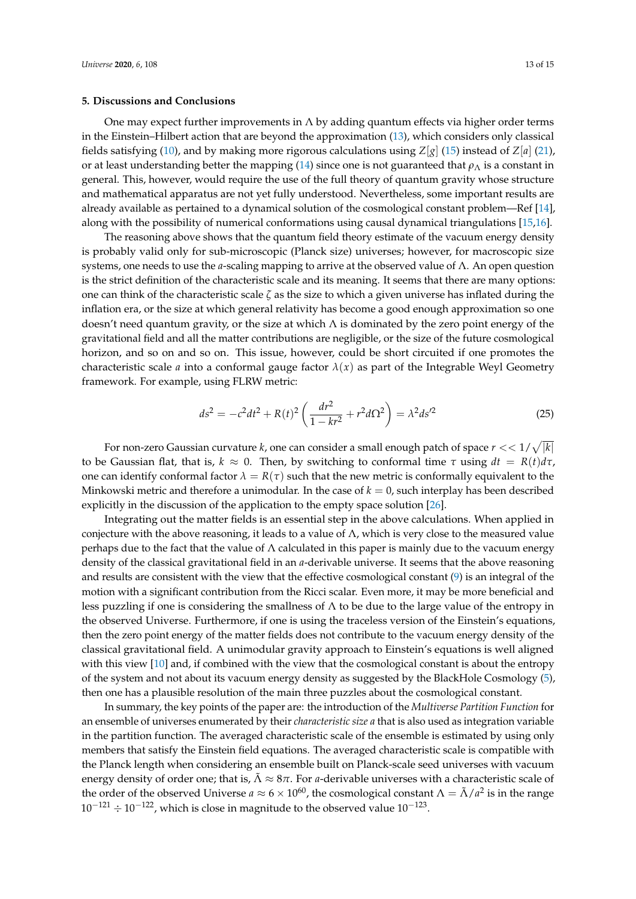## 5. Discussions and Conclusions

One may expect further improvements in $\Lambda$ by adding quantum effects via higher order terms in the Einstein–Hilbert action that are beyond the approximation (13), which considers only classical fields satisfying (10), and by making more rigorous calculations using $Z[g]$ (15) instead of $Z[a]$ (21), or at least understanding better the mapping (14) since one is not guaranteed that $\rho_\Lambda$ is a constant in general. This, however, would require the use of the full theory of quantum gravity whose structure and mathematical apparatus are not yet fully understood. Nevertheless, some important results are already available as pertained to a dynamical solution of the cosmological constant problem—Ref [14], along with the possibility of numerical conformations using causal dynamical triangulations [15,16].

The reasoning above shows that the quantum field theory estimate of the vacuum energy density is probably valid only for sub-microscopic (Planck size) universes; however, for macroscopic size systems, one needs to use the $a$-scaling mapping to arrive at the observed value of $\Lambda$. An open question is the strict definition of the characteristic scale and its meaning. It seems that there are many options: one can think of the characteristic scale $\zeta$ as the size to which a given universe has inflated during the inflation era, or the size at which general relativity has become a good enough approximation so one doesn't need quantum gravity, or the size at which $\Lambda$ is dominated by the zero point energy of the gravitational field and all the matter contributions are negligible, or the size of the future cosmological horizon, and so on and so on. This issue, however, could be short circuited if one promotes the characteristic scale $a$ into a conformal gauge factor $\lambda(x)$ as part of the Integrable Weyl Geometry framework. For example, using FLRW metric:

$$ds^2 = -c^2dt^2 + R(t)^2\left(\frac{dr^2}{1-kr^2} + r^2 d\Omega^2\right) = \lambda^2 ds'^2 \tag{25}$$

For non-zero Gaussian curvature $k$, one can consider a small enough patch of space $r << 1/\sqrt{|k|}$ to be Gaussian flat, that is, $k \approx 0$. Then, by switching to conformal time $\tau$ using $dt = R(t)d\tau$, one can identify conformal factor $\lambda = R(\tau)$ such that the new metric is conformally equivalent to the Minkowski metric and therefore a unimodular. In the case of $k = 0$, such interplay has been described explicitly in the discussion of the application to the empty space solution [26].

Integrating out the matter fields is an essential step in the above calculations. When applied in conjecture with the above reasoning, it leads to a value of $\Lambda$, which is very close to the measured value perhaps due to the fact that the value of $\Lambda$ calculated in this paper is mainly due to the vacuum energy density of the classical gravitational field in an $a$-derivable universe. It seems that the above reasoning and results are consistent with the view that the effective cosmological constant (9) is an integral of the motion with a significant contribution from the Ricci scalar. Even more, it may be more beneficial and less puzzling if one is considering the smallness of $\Lambda$ to be due to the large value of the entropy in the observed Universe. Furthermore, if one is using the traceless version of the Einstein's equations, then the zero point energy of the matter fields does not contribute to the vacuum energy density of the classical gravitational field. A unimodular gravity approach to Einstein's equations is well aligned with this view [10] and, if combined with the view that the cosmological constant is about the entropy of the system and not about its vacuum energy density as suggested by the BlackHole Cosmology (5), then one has a plausible resolution of the main three puzzles about the cosmological constant.

In summary, the key points of the paper are: the introduction of the *Multiverse Partition Function* for an ensemble of universes enumerated by their *characteristic size a* that is also used as integration variable in the partition function. The averaged characteristic scale of the ensemble is estimated by using only members that satisfy the Einstein field equations. The averaged characteristic scale is compatible with the Planck length when considering an ensemble built on Planck-scale seed universes with vacuum energy density of order one; that is, $\tilde{\Lambda} \approx 8\pi$. For $a$-derivable universes with a characteristic scale of the order of the observed Universe $a \approx 6 \times 10^{60}$, the cosmological constant $\Lambda = \tilde{\Lambda}/a^2$ is in the range $10^{-121} \div 10^{-122}$, which is close in magnitude to the observed value $10^{-123}$.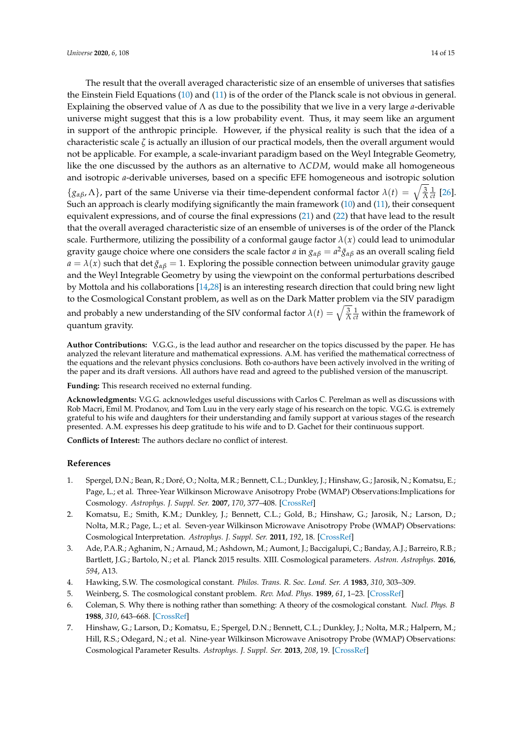The result that the overall averaged characteristic size of an ensemble of universes that satisfies the Einstein Field Equations (10) and (11) is of the order of the Planck scale is not obvious in general. Explaining the observed value of $\Lambda$ as due to the possibility that we live in a very large $a$-derivable universe might suggest that this is a low probability event. Thus, it may seem like an argument in support of the anthropic principle. However, if the physical reality is such that the idea of a characteristic scale $\zeta$ is actually an illusion of our practical models, then the overall argument would not be applicable. For example, a scale-invariant paradigm based on the Weyl Integrable Geometry, like the one discussed by the authors as an alternative to $\Lambda CDM$, would make all homogeneous and isotropic $a$-derivable universes, based on a specific EFE homogeneous and isotropic solution $\{g_{\alpha\beta}, \Lambda\}$, part of the same Universe via their time-dependent conformal factor $\lambda(t) = \sqrt{\frac{3}{\Lambda}}\frac{1}{ct}$ [26]. Such an approach is clearly modifying significantly the main framework (10) and (11), their consequent equivalent expressions, and of course the final expressions (21) and (22) that have lead to the result that the overall averaged characteristic size of an ensemble of universes is of the order of the Planck scale. Furthermore, utilizing the possibility of a conformal gauge factor $\lambda(x)$ could lead to unimodular gravity gauge choice where one considers the scale factor $a$ in $g_{\alpha\beta} = a^2\breve{g}_{\alpha\beta}$ as an overall scaling field $a = \lambda(x)$ such that $\det \breve{g}_{\alpha\beta} = 1$. Exploring the possible connection between unimodular gravity gauge and the Weyl Integrable Geometry by using the viewpoint on the conformal perturbations described by Mottola and his collaborations [14,28] is an interesting research direction that could bring new light to the Cosmological Constant problem, as well as on the Dark Matter problem via the SIV paradigm and probably a new understanding of the SIV conformal factor $\lambda(t) = \sqrt{\frac{3}{\Lambda}}\frac{1}{ct}$ within the framework of quantum gravity.

**Author Contributions:** V.G.G., is the lead author and researcher on the topics discussed by the paper. He has analyzed the relevant literature and mathematical expressions. A.M. has verified the mathematical correctness of the equations and the relevant physics conclusions. Both co-authors have been actively involved in the writing of the paper and its draft versions. All authors have read and agreed to the published version of the manuscript.

**Funding:** This research received no external funding.

**Acknowledgments:** V.G.G. acknowledges useful discussions with Carlos C. Perelman as well as discussions with Rob Macri, Emil M. Prodanov, and Tom Luu in the very early stage of his research on the topic. V.G.G. is extremely grateful to his wife and daughters for their understanding and family support at various stages of the research presented. A.M. expresses his deep gratitude to his wife and to D. Gachet for their continuous support.

**Conflicts of Interest:** The authors declare no conflict of interest.

## References

1. Spergel, D.N.; Bean, R.; Doré, O.; Nolta, M.R.; Bennett, C.L.; Dunkley, J.; Hinshaw, G.; Jarosik, N.; Komatsu, E.; Page, L.; et al. Three-Year Wilkinson Microwave Anisotropy Probe (WMAP) Observations:Implications for Cosmology. *Astrophys. J. Suppl. Ser.* **2007**, *170*, 377–408. [CrossRef]
2. Komatsu, E.; Smith, K.M.; Dunkley, J.; Bennett, C.L.; Gold, B.; Hinshaw, G.; Jarosik, N.; Larson, D.; Nolta, M.R.; Page, L.; et al. Seven-year Wilkinson Microwave Anisotropy Probe (WMAP) Observations: Cosmological Interpretation. *Astrophys. J. Suppl. Ser.* **2011**, *192*, 18. [CrossRef]
3. Ade, P.A.R.; Aghanim, N.; Arnaud, M.; Ashdown, M.; Aumont, J.; Baccigalupi, C.; Banday, A.J.; Barreiro, R.B.; Bartlett, J.G.; Bartolo, N.; et al. Planck 2015 results. XIII. Cosmological parameters. *Astron. Astrophys.* **2016**, *594*, A13.
4. Hawking, S.W. The cosmological constant. *Philos. Trans. R. Soc. Lond. Ser. A* **1983**, *310*, 303–309.
5. Weinberg, S. The cosmological constant problem. *Rev. Mod. Phys.* **1989**, *61*, 1–23. [CrossRef]
6. Coleman, S. Why there is nothing rather than something: A theory of the cosmological constant. *Nucl. Phys. B* **1988**, *310*, 643–668. [CrossRef]
7. Hinshaw, G.; Larson, D.; Komatsu, E.; Spergel, D.N.; Bennett, C.L.; Dunkley, J.; Nolta, M.R.; Halpern, M.; Hill, R.S.; Odegard, N.; et al. Nine-year Wilkinson Microwave Anisotropy Probe (WMAP) Observations: Cosmological Parameter Results. *Astrophys. J. Suppl. Ser.* **2013**, *208*, 19. [CrossRef]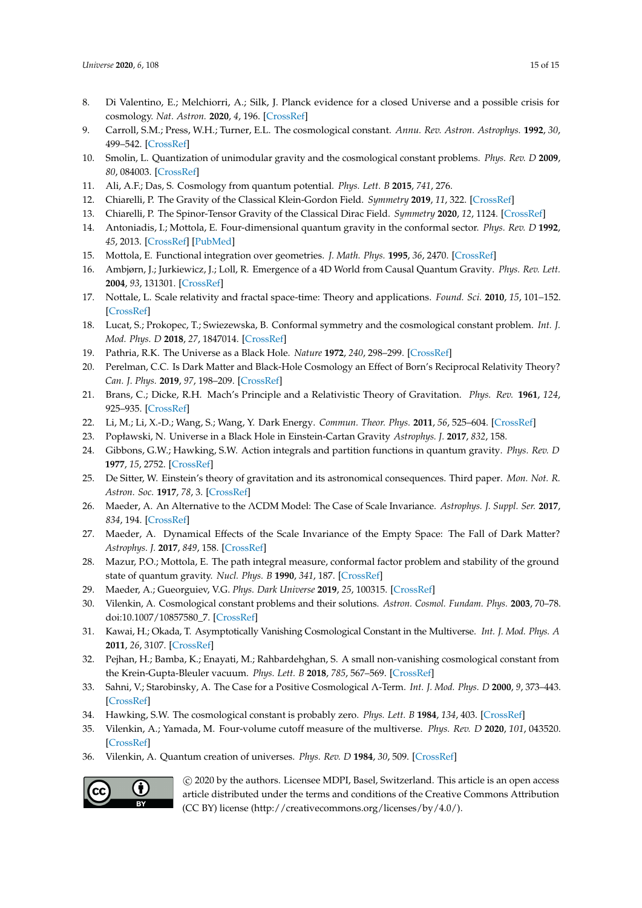8. Di Valentino, E.; Melchiorri, A.; Silk, J. Planck evidence for a closed Universe and a possible crisis for cosmology. *Nat. Astron.* **2020**, *4*, 196. [CrossRef]
9. Carroll, S.M.; Press, W.H.; Turner, E.L. The cosmological constant. *Annu. Rev. Astron. Astrophys.* **1992**, *30*, 499–542. [CrossRef]
10. Smolin, L. Quantization of unimodular gravity and the cosmological constant problems. *Phys. Rev. D* **2009**, *80*, 084003. [CrossRef]
11. Ali, A.F.; Das, S. Cosmology from quantum potential. *Phys. Lett. B* **2015**, *741*, 276.
12. Chiarelli, P. The Gravity of the Classical Klein-Gordon Field. *Symmetry* **2019**, *11*, 322. [CrossRef]
13. Chiarelli, P. The Spinor-Tensor Gravity of the Classical Dirac Field. *Symmetry* **2020**, *12*, 1124. [CrossRef]
14. Antoniadis, I.; Mottola, E. Four-dimensional quantum gravity in the conformal sector. *Phys. Rev. D* **1992**, *45*, 2013. [CrossRef] [PubMed]
15. Mottola, E. Functional integration over geometries. *J. Math. Phys.* **1995**, *36*, 2470. [CrossRef]
16. Ambjørn, J.; Jurkiewicz, J.; Loll, R. Emergence of a 4D World from Causal Quantum Gravity. *Phys. Rev. Lett.* **2004**, *93*, 131301. [CrossRef]
17. Nottale, L. Scale relativity and fractal space-time: Theory and applications. *Found. Sci.* **2010**, *15*, 101–152. [CrossRef]
18. Lucat, S.; Prokopec, T.; Swiezewska, B. Conformal symmetry and the cosmological constant problem. *Int. J. Mod. Phys. D* **2018**, *27*, 1847014. [CrossRef]
19. Pathria, R.K. The Universe as a Black Hole. *Nature* **1972**, *240*, 298–299. [CrossRef]
20. Perelman, C.C. Is Dark Matter and Black-Hole Cosmology an Effect of Born's Reciprocal Relativity Theory? *Can. J. Phys.* **2019**, *97*, 198–209. [CrossRef]
21. Brans, C.; Dicke, R.H. Mach's Principle and a Relativistic Theory of Gravitation. *Phys. Rev.* **1961**, *124*, 925–935. [CrossRef]
22. Li, M.; Li, X.-D.; Wang, S.; Wang, Y. Dark Energy. *Commun. Theor. Phys.* **2011**, *56*, 525–604. [CrossRef]
23. Popławski, N. Universe in a Black Hole in Einstein-Cartan Gravity *Astrophys. J.* **2017**, *832*, 158.
24. Gibbons, G.W.; Hawking, S.W. Action integrals and partition functions in quantum gravity. *Phys. Rev. D* **1977**, *15*, 2752. [CrossRef]
25. De Sitter, W. Einstein's theory of gravitation and its astronomical consequences. Third paper. *Mon. Not. R. Astron. Soc.* **1917**, *78*, 3. [CrossRef]
26. Maeder, A. An Alternative to the ΛCDM Model: The Case of Scale Invariance. *Astrophys. J. Suppl. Ser.* **2017**, *834*, 194. [CrossRef]
27. Maeder, A. Dynamical Effects of the Scale Invariance of the Empty Space: The Fall of Dark Matter? *Astrophys. J.* **2017**, *849*, 158. [CrossRef]
28. Mazur, P.O.; Mottola, E. The path integral measure, conformal factor problem and stability of the ground state of quantum gravity. *Nucl. Phys. B* **1990**, *341*, 187. [CrossRef]
29. Maeder, A.; Gueorguiev, V.G. *Phys. Dark Universe* **2019**, *25*, 100315. [CrossRef]
30. Vilenkin, A. Cosmological constant problems and their solutions. *Astron. Cosmol. Fundam. Phys.* **2003**, 70–78. doi:10.1007/10857580_7. [CrossRef]
31. Kawai, H.; Okada, T. Asymptotically Vanishing Cosmological Constant in the Multiverse. *Int. J. Mod. Phys. A* **2011**, *26*, 3107. [CrossRef]
32. Pejhan, H.; Bamba, K.; Enayati, M.; Rahbardehghan, S. A small non-vanishing cosmological constant from the Krein-Gupta-Bleuler vacuum. *Phys. Lett. B* **2018**, *785*, 567–569. [CrossRef]
33. Sahni, V.; Starobinsky, A. The Case for a Positive Cosmological Λ-Term. *Int. J. Mod. Phys. D* **2000**, *9*, 373–443. [CrossRef]
34. Hawking, S.W. The cosmological constant is probably zero. *Phys. Lett. B* **1984**, *134*, 403. [CrossRef]
35. Vilenkin, A.; Yamada, M. Four-volume cutoff measure of the multiverse. *Phys. Rev. D* **2020**, *101*, 043520. [CrossRef]
36. Vilenkin, A. Quantum creation of universes. *Phys. Rev. D* **1984**, *30*, 509. [CrossRef]

© 2020 by the authors. Licensee MDPI, Basel, Switzerland. This article is an open access article distributed under the terms and conditions of the Creative Commons Attribution (CC BY) license (http://creativecommons.org/licenses/by/4.0/).